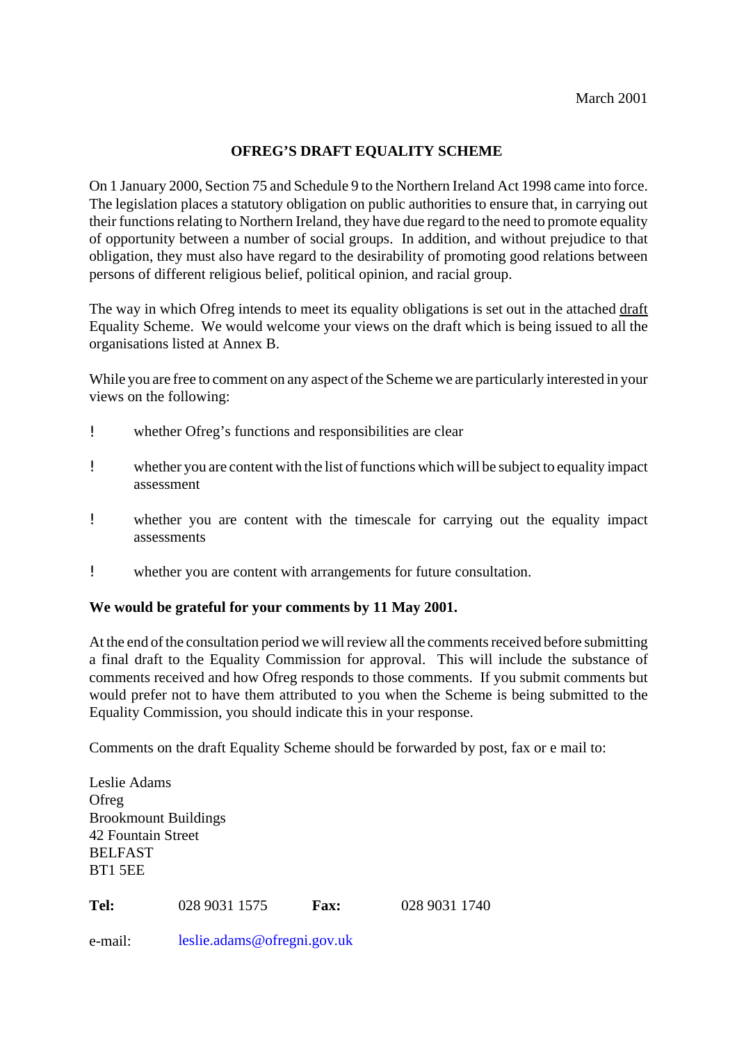March 2001

## OFREG'S DRAFT EQUALITY SCHEME

On 1 January 2000, Section 75 and Schedule 9 to the Northern Ireland Act 1998 came into force. The legislation places a statutory obligation on public authorities to ensure that, in carrying out their functions relating to Northern Ireland, they have due regard to the need to promote equality of opportunity between a number of social groups. In addition, and without prejudice to that obligation, they must also have regard to the desirability of promoting good relations between persons of different religious belief, political opinion, and racial group.

The way in which Ofreg intends to meet its equality obligations is set out in the attached draft Equality Scheme. We would welcome your views on the draft which is being issued to all the organisations listed at Annex B.

While you are free to comment on any aspect of the Scheme we are particularly interested in your views on the following:

- whether Ofreg's functions and responsibilities are clear
- whether you are content with the list of functions which will be subject to equality impact assessment
- whether you are content with the timescale for carrying out the equality impact assessments
- whether you are content with arrangements for future consultation.

**We would be grateful for your comments by 11 May 2001.**

At the end of the consultation period we will review all the comments received before submitting a final draft to the Equality Commission for approval. This will include the substance of comments received and how Ofreg responds to those comments. If you submit comments but would prefer not to have them attributed to you when the Scheme is being submitted to the Equality Commission, you should indicate this in your response.

Comments on the draft Equality Scheme should be forwarded by post, fax or e mail to:

Leslie Adams
Ofreg
Brookmount Buildings
42 Fountain Street
BELFAST
BT1 5EE

**Tel:** 028 9031 1575 **Fax:** 028 9031 1740

e-mail: leslie.adams@ofregni.gov.uk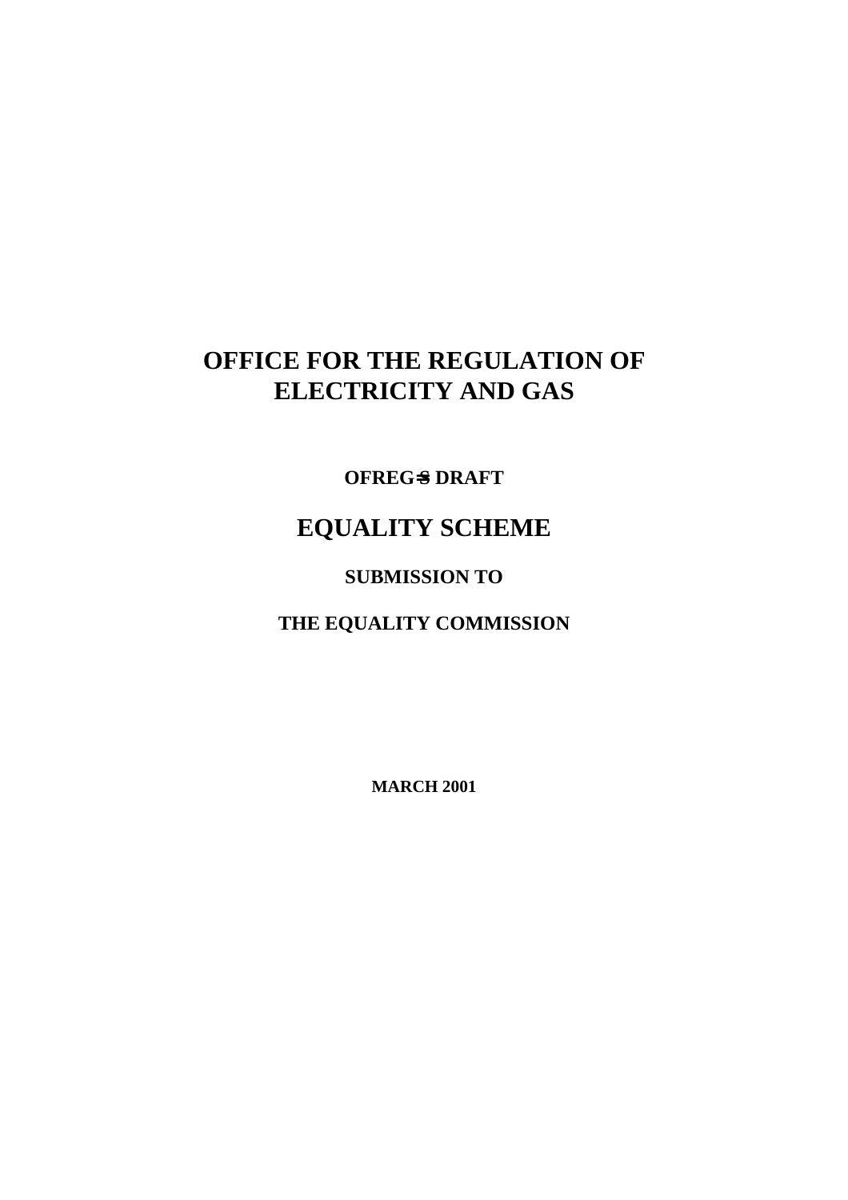# OFFICE FOR THE REGULATION OF ELECTRICITY AND GAS

**OFREG=S DRAFT**

## EQUALITY SCHEME

**SUBMISSION TO**

**THE EQUALITY COMMISSION**

**MARCH 2001**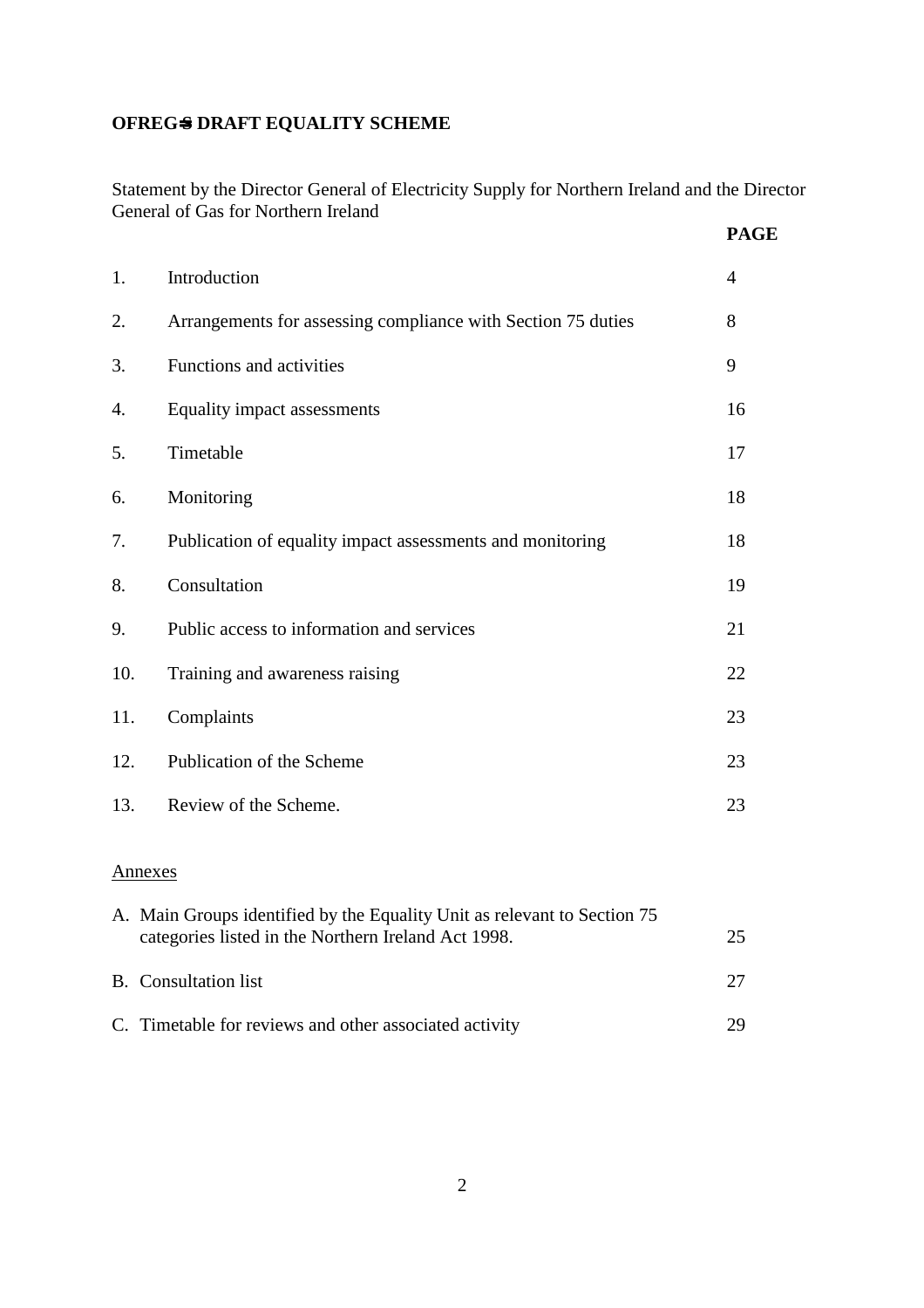**OFREG's DRAFT EQUALITY SCHEME**

Statement by the Director General of Electricity Supply for Northern Ireland and the Director General of Gas for Northern Ireland

| | | PAGE |
|---|---|---|
| 1. | Introduction | 4 |
| 2. | Arrangements for assessing compliance with Section 75 duties | 8 |
| 3. | Functions and activities | 9 |
| 4. | Equality impact assessments | 16 |
| 5. | Timetable | 17 |
| 6. | Monitoring | 18 |
| 7. | Publication of equality impact assessments and monitoring | 18 |
| 8. | Consultation | 19 |
| 9. | Public access to information and services | 21 |
| 10. | Training and awareness raising | 22 |
| 11. | Complaints | 23 |
| 12. | Publication of the Scheme | 23 |
| 13. | Review of the Scheme. | 23 |

Annexes

| | | |
|---|---|---|
| A. | Main Groups identified by the Equality Unit as relevant to Section 75 categories listed in the Northern Ireland Act 1998. | 25 |
| B. | Consultation list | 27 |
| C. | Timetable for reviews and other associated activity | 29 |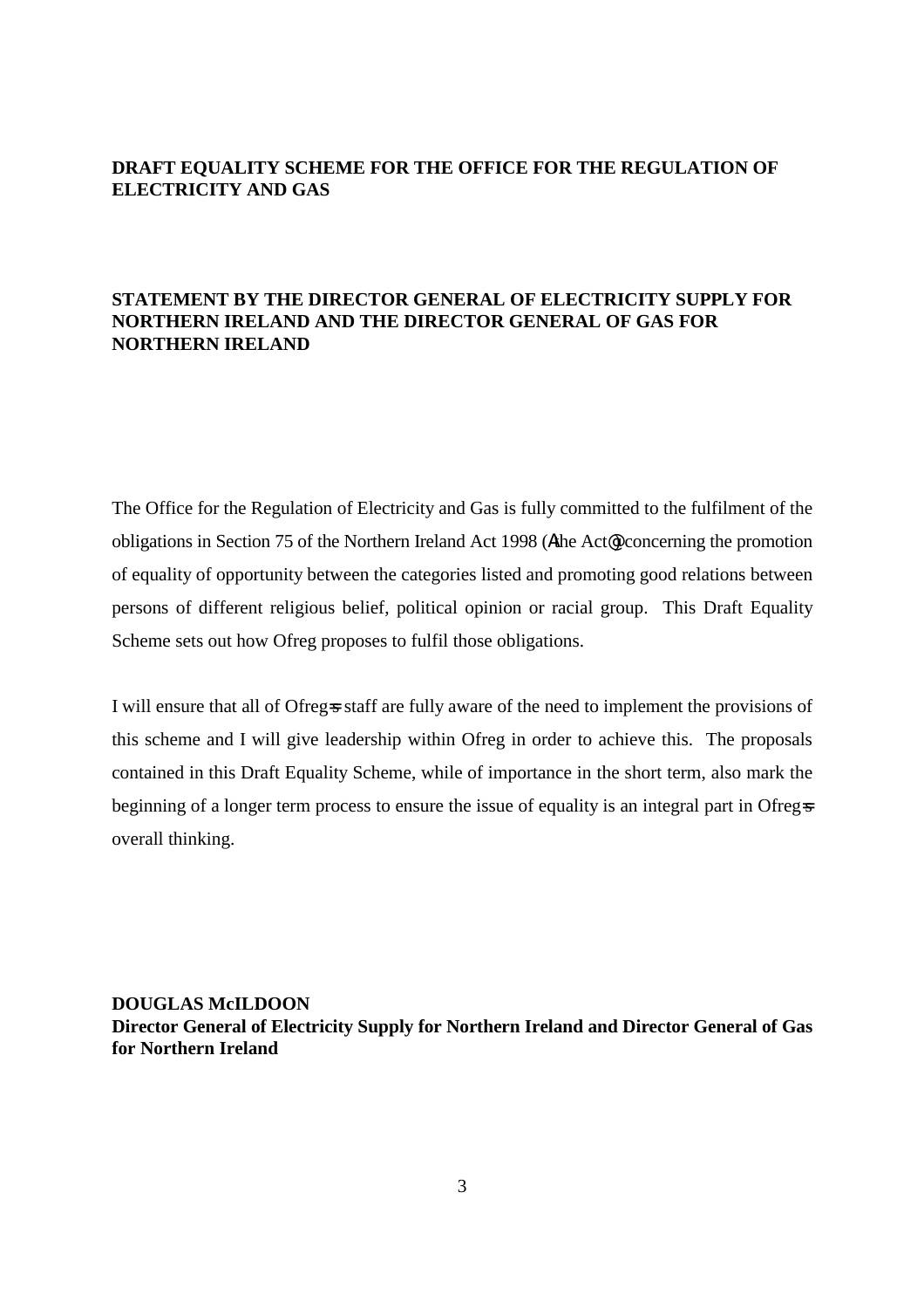**DRAFT EQUALITY SCHEME FOR THE OFFICE FOR THE REGULATION OF ELECTRICITY AND GAS**

**STATEMENT BY THE DIRECTOR GENERAL OF ELECTRICITY SUPPLY FOR NORTHERN IRELAND AND THE DIRECTOR GENERAL OF GAS FOR NORTHERN IRELAND**

The Office for the Regulation of Electricity and Gas is fully committed to the fulfilment of the obligations in Section 75 of the Northern Ireland Act 1998 (Athe Act@) concerning the promotion of equality of opportunity between the categories listed and promoting good relations between persons of different religious belief, political opinion or racial group. This Draft Equality Scheme sets out how Ofreg proposes to fulfil those obligations.

I will ensure that all of Ofreg=s staff are fully aware of the need to implement the provisions of this scheme and I will give leadership within Ofreg in order to achieve this. The proposals contained in this Draft Equality Scheme, while of importance in the short term, also mark the beginning of a longer term process to ensure the issue of equality is an integral part in Ofreg=s overall thinking.

**DOUGLAS McILDOON**
**Director General of Electricity Supply for Northern Ireland and Director General of Gas for Northern Ireland**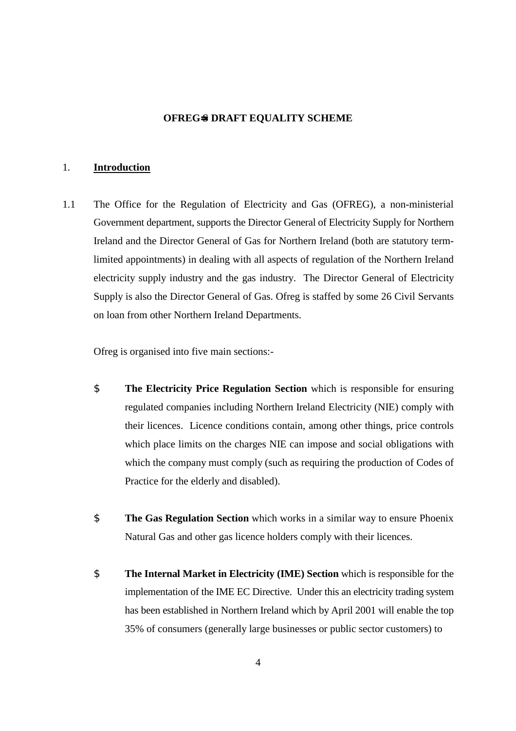**OFREG=S DRAFT EQUALITY SCHEME**

## 1. Introduction

1.1 The Office for the Regulation of Electricity and Gas (OFREG), a non-ministerial Government department, supports the Director General of Electricity Supply for Northern Ireland and the Director General of Gas for Northern Ireland (both are statutory term-limited appointments) in dealing with all aspects of regulation of the Northern Ireland electricity supply industry and the gas industry. The Director General of Electricity Supply is also the Director General of Gas. Ofreg is staffed by some 26 Civil Servants on loan from other Northern Ireland Departments.

Ofreg is organised into five main sections:-

- **The Electricity Price Regulation Section** which is responsible for ensuring regulated companies including Northern Ireland Electricity (NIE) comply with their licences. Licence conditions contain, among other things, price controls which place limits on the charges NIE can impose and social obligations with which the company must comply (such as requiring the production of Codes of Practice for the elderly and disabled).

- **The Gas Regulation Section** which works in a similar way to ensure Phoenix Natural Gas and other gas licence holders comply with their licences.

- **The Internal Market in Electricity (IME) Section** which is responsible for the implementation of the IME EC Directive. Under this an electricity trading system has been established in Northern Ireland which by April 2001 will enable the top 35% of consumers (generally large businesses or public sector customers) to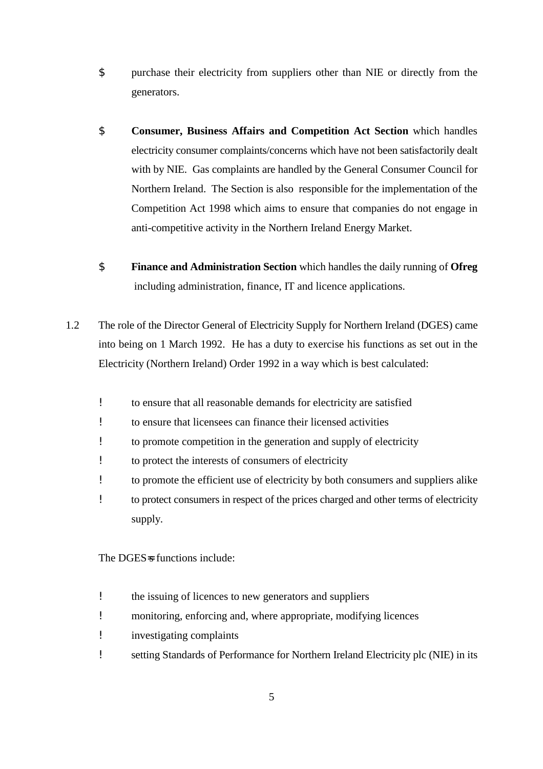- purchase their electricity from suppliers other than NIE or directly from the generators.

- **Consumer, Business Affairs and Competition Act Section** which handles electricity consumer complaints/concerns which have not been satisfactorily dealt with by NIE. Gas complaints are handled by the General Consumer Council for Northern Ireland. The Section is also responsible for the implementation of the Competition Act 1998 which aims to ensure that companies do not engage in anti-competitive activity in the Northern Ireland Energy Market.

- **Finance and Administration Section** which handles the daily running of **Ofreg** including administration, finance, IT and licence applications.

1.2 The role of the Director General of Electricity Supply for Northern Ireland (DGES) came into being on 1 March 1992. He has a duty to exercise his functions as set out in the Electricity (Northern Ireland) Order 1992 in a way which is best calculated:

- to ensure that all reasonable demands for electricity are satisfied
- to ensure that licensees can finance their licensed activities
- to promote competition in the generation and supply of electricity
- to protect the interests of consumers of electricity
- to promote the efficient use of electricity by both consumers and suppliers alike
- to protect consumers in respect of the prices charged and other terms of electricity supply.

The DGES's functions include:

- the issuing of licences to new generators and suppliers
- monitoring, enforcing and, where appropriate, modifying licences
- investigating complaints
- setting Standards of Performance for Northern Ireland Electricity plc (NIE) in its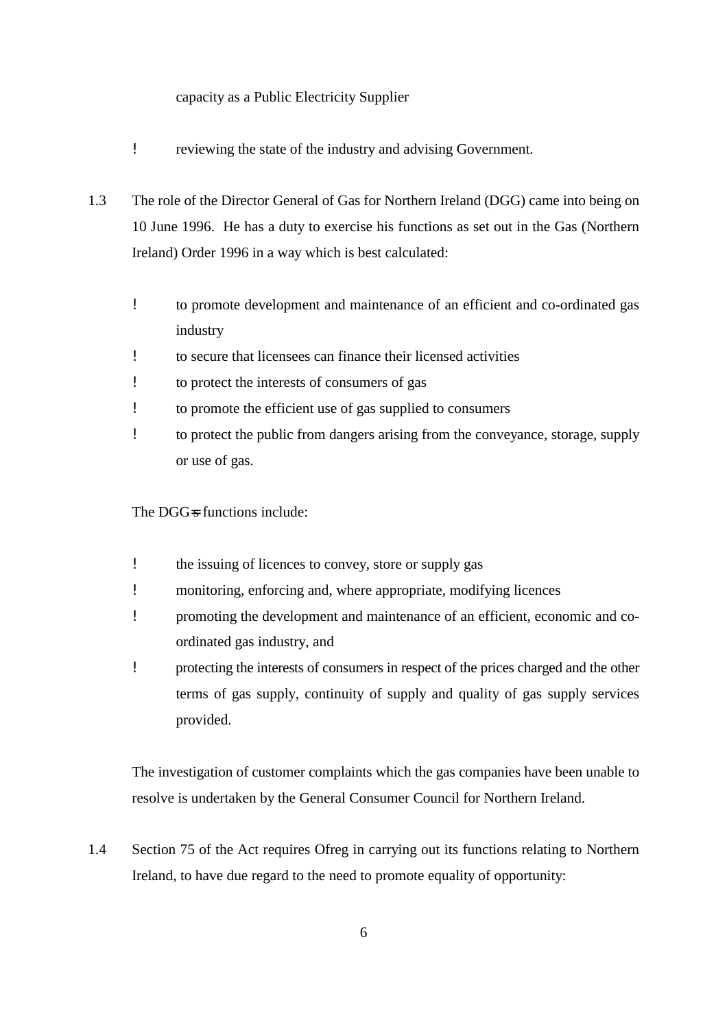capacity as a Public Electricity Supplier

- reviewing the state of the industry and advising Government.

1.3 The role of the Director General of Gas for Northern Ireland (DGG) came into being on 10 June 1996. He has a duty to exercise his functions as set out in the Gas (Northern Ireland) Order 1996 in a way which is best calculated:

- to promote development and maintenance of an efficient and co-ordinated gas industry
- to secure that licensees can finance their licensed activities
- to protect the interests of consumers of gas
- to promote the efficient use of gas supplied to consumers
- to protect the public from dangers arising from the conveyance, storage, supply or use of gas.

The DGG's functions include:

- the issuing of licences to convey, store or supply gas
- monitoring, enforcing and, where appropriate, modifying licences
- promoting the development and maintenance of an efficient, economic and co-ordinated gas industry, and
- protecting the interests of consumers in respect of the prices charged and the other terms of gas supply, continuity of supply and quality of gas supply services provided.

The investigation of customer complaints which the gas companies have been unable to resolve is undertaken by the General Consumer Council for Northern Ireland.

1.4 Section 75 of the Act requires Ofreg in carrying out its functions relating to Northern Ireland, to have due regard to the need to promote equality of opportunity: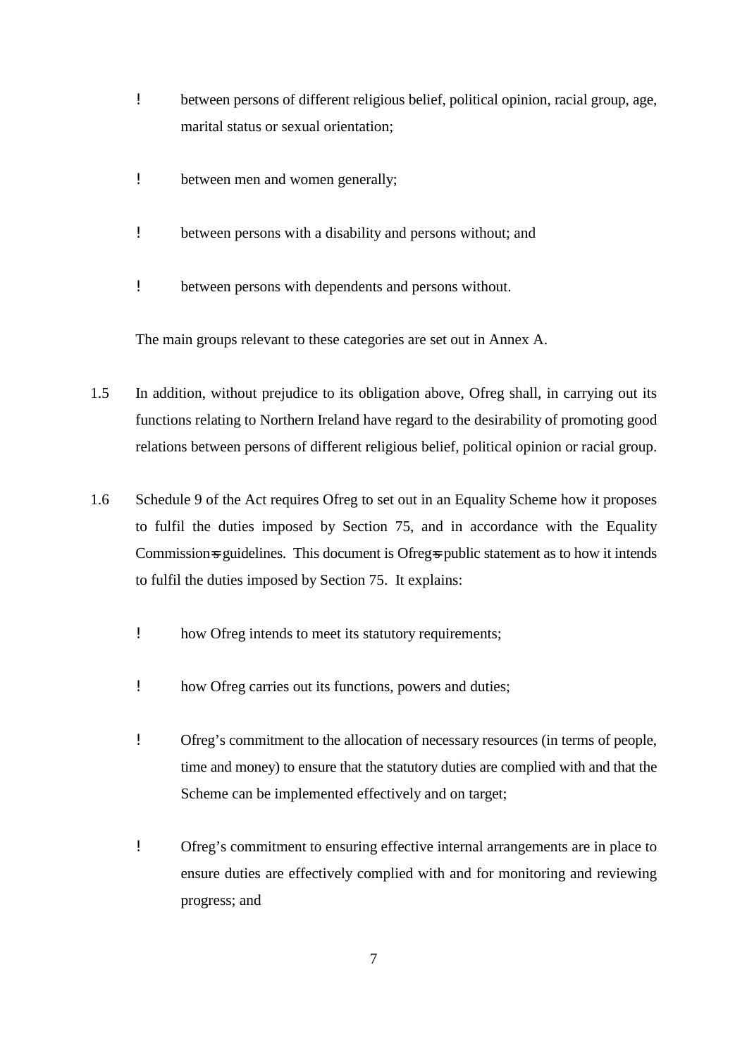- between persons of different religious belief, political opinion, racial group, age, marital status or sexual orientation;
- between men and women generally;
- between persons with a disability and persons without; and
- between persons with dependents and persons without.

The main groups relevant to these categories are set out in Annex A.

1.5 In addition, without prejudice to its obligation above, Ofreg shall, in carrying out its functions relating to Northern Ireland have regard to the desirability of promoting good relations between persons of different religious belief, political opinion or racial group.

1.6 Schedule 9 of the Act requires Ofreg to set out in an Equality Scheme how it proposes to fulfil the duties imposed by Section 75, and in accordance with the Equality Commission's guidelines. This document is Ofreg's public statement as to how it intends to fulfil the duties imposed by Section 75. It explains:

- how Ofreg intends to meet its statutory requirements;
- how Ofreg carries out its functions, powers and duties;
- Ofreg's commitment to the allocation of necessary resources (in terms of people, time and money) to ensure that the statutory duties are complied with and that the Scheme can be implemented effectively and on target;
- Ofreg's commitment to ensuring effective internal arrangements are in place to ensure duties are effectively complied with and for monitoring and reviewing progress; and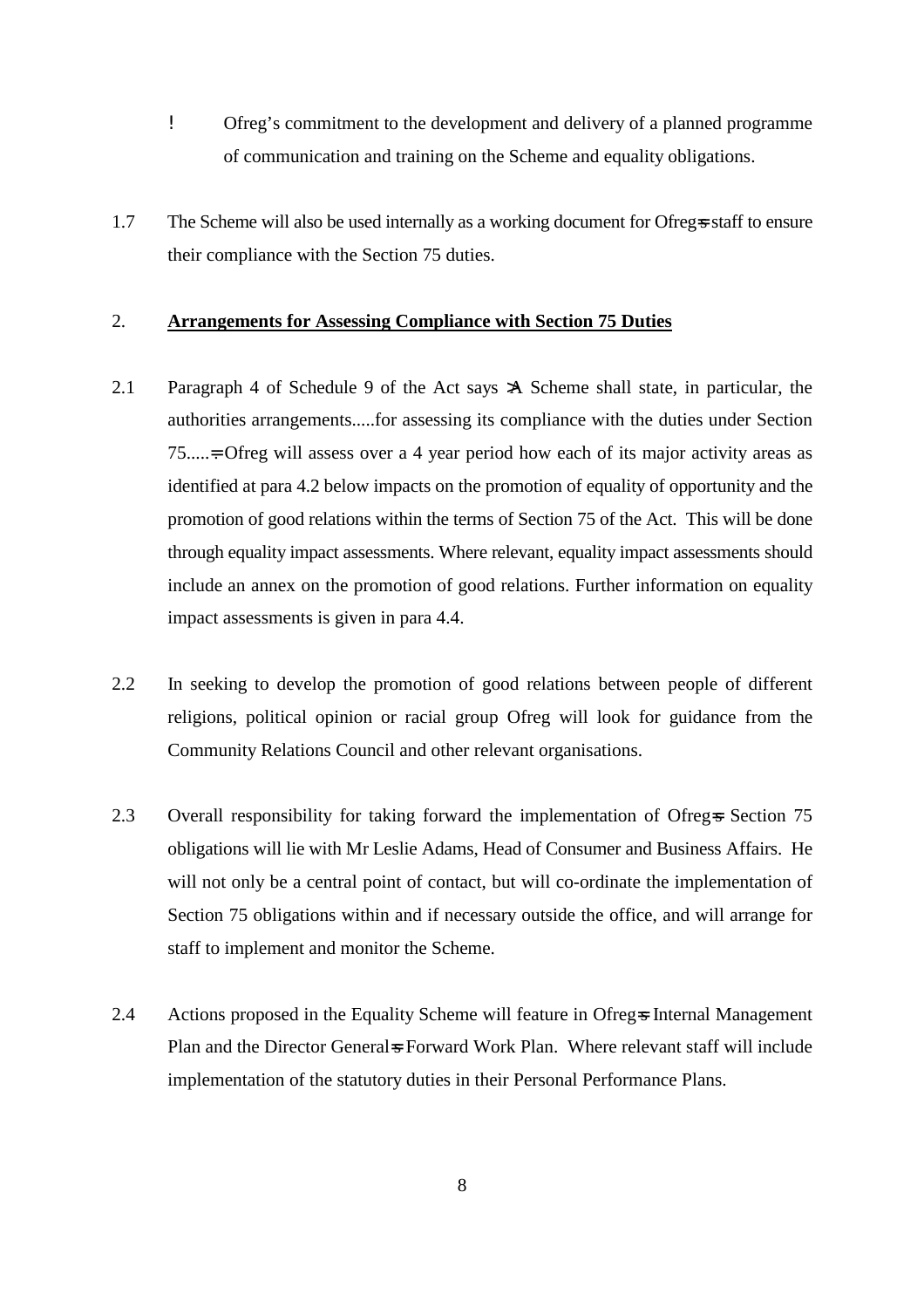- Ofreg's commitment to the development and delivery of a planned programme of communication and training on the Scheme and equality obligations.

1.7 The Scheme will also be used internally as a working document for Ofreg=s staff to ensure their compliance with the Section 75 duties.

## 2. Arrangements for Assessing Compliance with Section 75 Duties

2.1 Paragraph 4 of Schedule 9 of the Act says >A Scheme shall state, in particular, the authorities arrangements.....for assessing its compliance with the duties under Section 75.....=. Ofreg will assess over a 4 year period how each of its major activity areas as identified at para 4.2 below impacts on the promotion of equality of opportunity and the promotion of good relations within the terms of Section 75 of the Act. This will be done through equality impact assessments. Where relevant, equality impact assessments should include an annex on the promotion of good relations. Further information on equality impact assessments is given in para 4.4.

2.2 In seeking to develop the promotion of good relations between people of different religions, political opinion or racial group Ofreg will look for guidance from the Community Relations Council and other relevant organisations.

2.3 Overall responsibility for taking forward the implementation of Ofreg=s Section 75 obligations will lie with Mr Leslie Adams, Head of Consumer and Business Affairs. He will not only be a central point of contact, but will co-ordinate the implementation of Section 75 obligations within and if necessary outside the office, and will arrange for staff to implement and monitor the Scheme.

2.4 Actions proposed in the Equality Scheme will feature in Ofreg=s Internal Management Plan and the Director General=s Forward Work Plan. Where relevant staff will include implementation of the statutory duties in their Personal Performance Plans.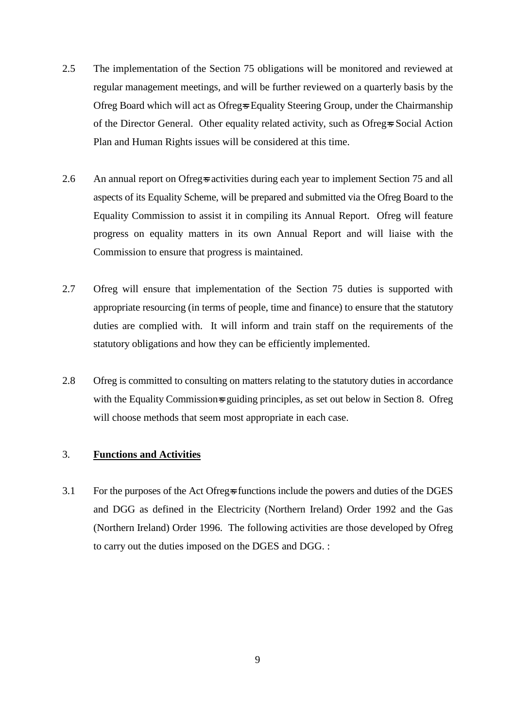2.5 The implementation of the Section 75 obligations will be monitored and reviewed at regular management meetings, and will be further reviewed on a quarterly basis by the Ofreg Board which will act as Ofreg=s Equality Steering Group, under the Chairmanship of the Director General. Other equality related activity, such as Ofreg=s Social Action Plan and Human Rights issues will be considered at this time.

2.6 An annual report on Ofreg=s activities during each year to implement Section 75 and all aspects of its Equality Scheme, will be prepared and submitted via the Ofreg Board to the Equality Commission to assist it in compiling its Annual Report. Ofreg will feature progress on equality matters in its own Annual Report and will liaise with the Commission to ensure that progress is maintained.

2.7 Ofreg will ensure that implementation of the Section 75 duties is supported with appropriate resourcing (in terms of people, time and finance) to ensure that the statutory duties are complied with. It will inform and train staff on the requirements of the statutory obligations and how they can be efficiently implemented.

2.8 Ofreg is committed to consulting on matters relating to the statutory duties in accordance with the Equality Commission=s guiding principles, as set out below in Section 8. Ofreg will choose methods that seem most appropriate in each case.

## 3. <u>**Functions and Activities**</u>

3.1 For the purposes of the Act Ofreg=s functions include the powers and duties of the DGES and DGG as defined in the Electricity (Northern Ireland) Order 1992 and the Gas (Northern Ireland) Order 1996. The following activities are those developed by Ofreg to carry out the duties imposed on the DGES and DGG. :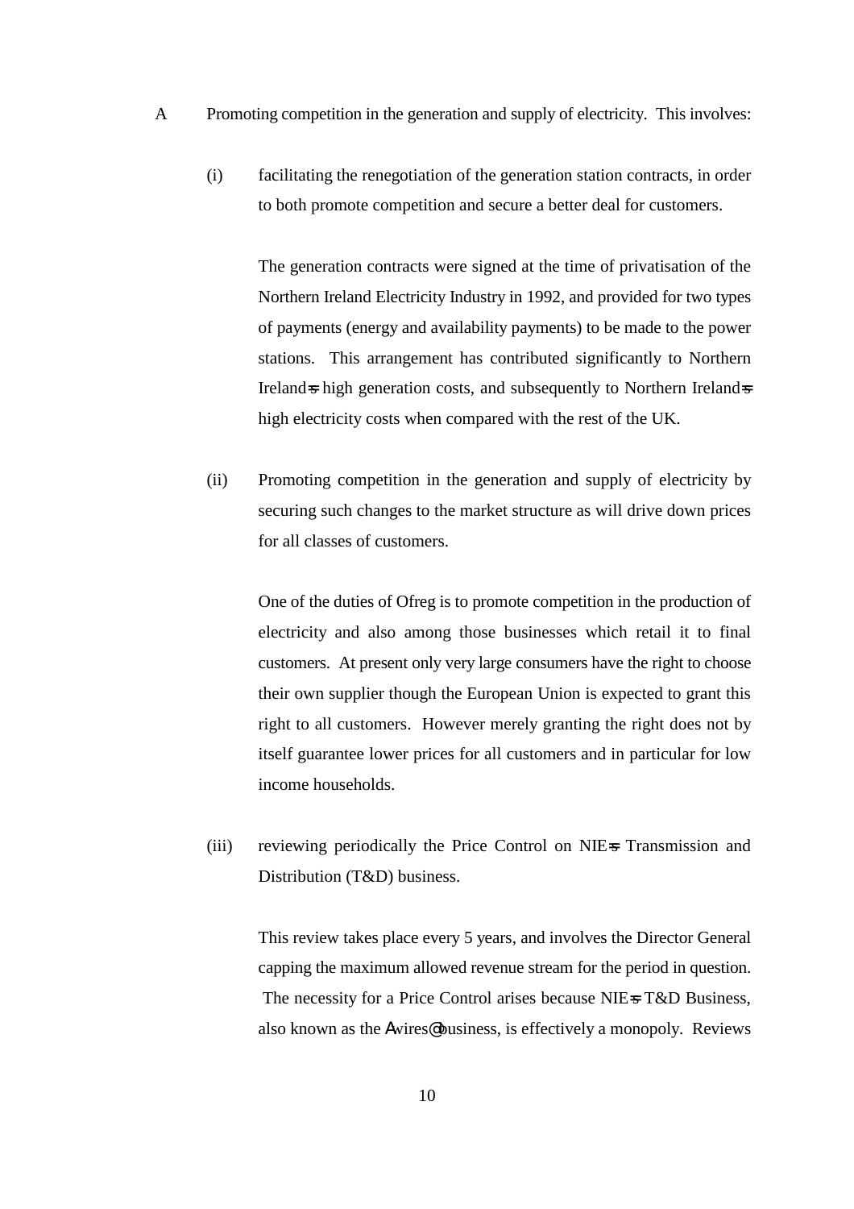A Promoting competition in the generation and supply of electricity. This involves:

(i) facilitating the renegotiation of the generation station contracts, in order to both promote competition and secure a better deal for customers.

The generation contracts were signed at the time of privatisation of the Northern Ireland Electricity Industry in 1992, and provided for two types of payments (energy and availability payments) to be made to the power stations. This arrangement has contributed significantly to Northern Ireland=s high generation costs, and subsequently to Northern Ireland=s high electricity costs when compared with the rest of the UK.

(ii) Promoting competition in the generation and supply of electricity by securing such changes to the market structure as will drive down prices for all classes of customers.

One of the duties of Ofreg is to promote competition in the production of electricity and also among those businesses which retail it to final customers. At present only very large consumers have the right to choose their own supplier though the European Union is expected to grant this right to all customers. However merely granting the right does not by itself guarantee lower prices for all customers and in particular for low income households.

(iii) reviewing periodically the Price Control on NIE=s Transmission and Distribution (T&D) business.

This review takes place every 5 years, and involves the Director General capping the maximum allowed revenue stream for the period in question. The necessity for a Price Control arises because NIE=s T&D Business, also known as the Awires@ business, is effectively a monopoly. Reviews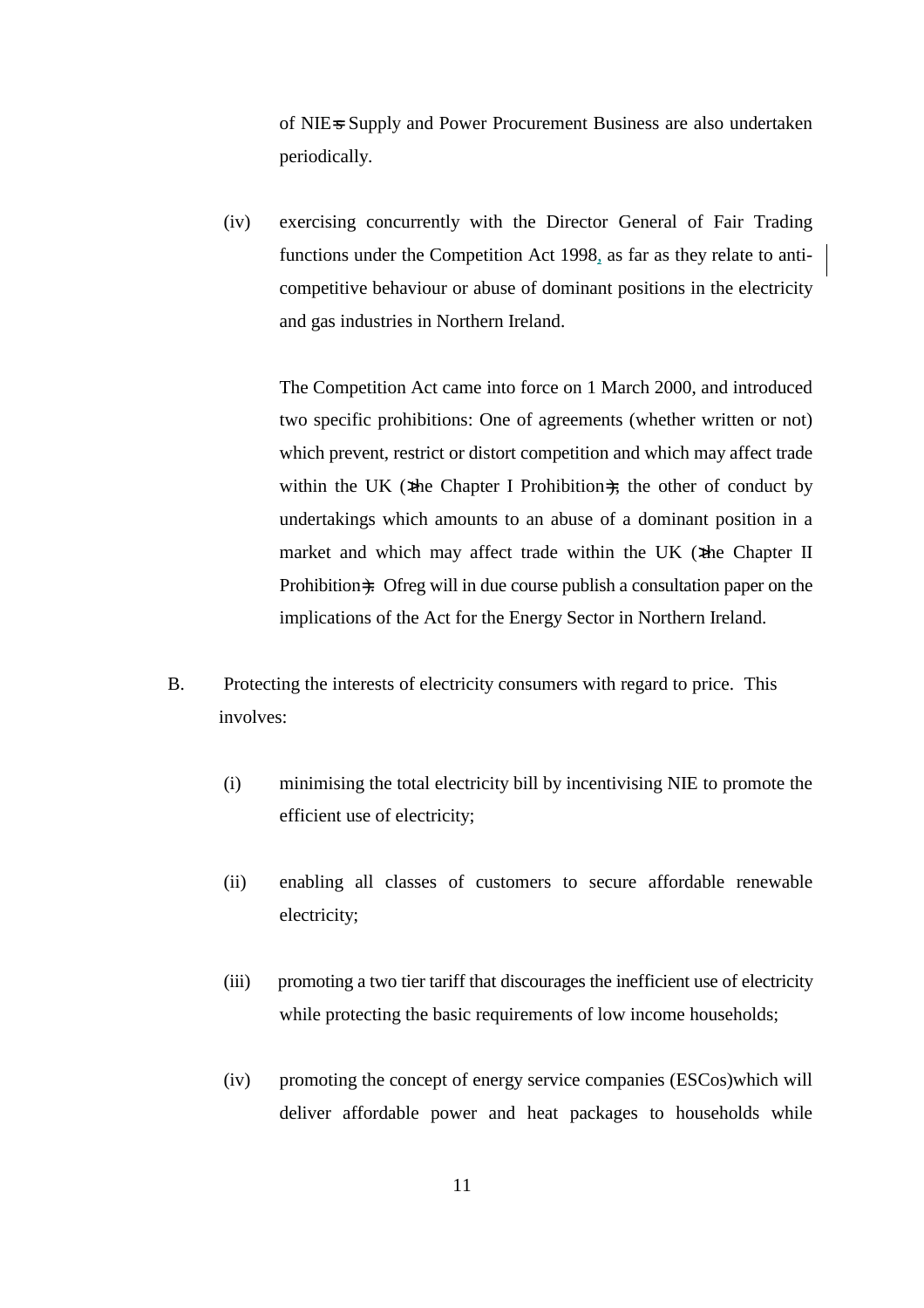of NIE's Supply and Power Procurement Business are also undertaken periodically.

(iv) exercising concurrently with the Director General of Fair Trading functions under the Competition Act 1998, as far as they relate to anti-competitive behaviour or abuse of dominant positions in the electricity and gas industries in Northern Ireland.

The Competition Act came into force on 1 March 2000, and introduced two specific prohibitions: One of agreements (whether written or not) which prevent, restrict or distort competition and which may affect trade within the UK ('the Chapter I Prohibition'); the other of conduct by undertakings which amounts to an abuse of a dominant position in a market and which may affect trade within the UK ('the Chapter II Prohibition'). Ofreg will in due course publish a consultation paper on the implications of the Act for the Energy Sector in Northern Ireland.

B. Protecting the interests of electricity consumers with regard to price. This involves:

(i) minimising the total electricity bill by incentivising NIE to promote the efficient use of electricity;

(ii) enabling all classes of customers to secure affordable renewable electricity;

(iii) promoting a two tier tariff that discourages the inefficient use of electricity while protecting the basic requirements of low income households;

(iv) promoting the concept of energy service companies (ESCos)which will deliver affordable power and heat packages to households while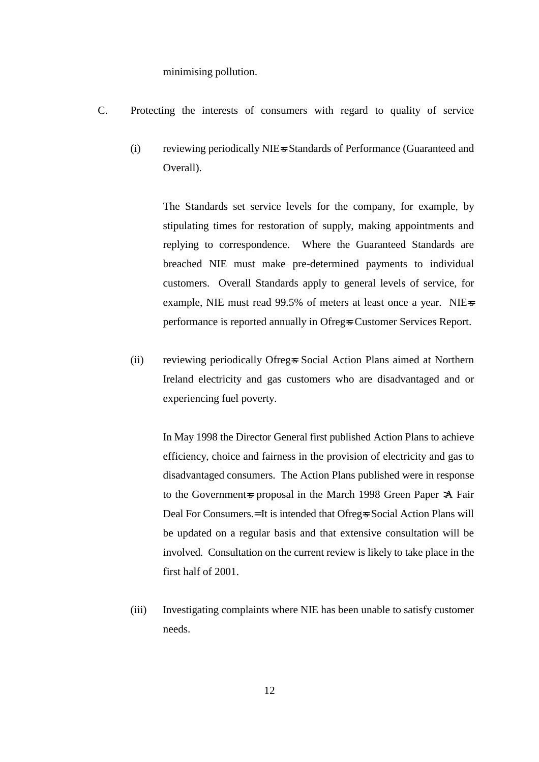minimising pollution.

C. Protecting the interests of consumers with regard to quality of service

(i) reviewing periodically NIE=s Standards of Performance (Guaranteed and Overall).

The Standards set service levels for the company, for example, by stipulating times for restoration of supply, making appointments and replying to correspondence. Where the Guaranteed Standards are breached NIE must make pre-determined payments to individual customers. Overall Standards apply to general levels of service, for example, NIE must read 99.5% of meters at least once a year. NIE=s performance is reported annually in Ofreg=s Customer Services Report.

(ii) reviewing periodically Ofreg=s Social Action Plans aimed at Northern Ireland electricity and gas customers who are disadvantaged and or experiencing fuel poverty.

In May 1998 the Director General first published Action Plans to achieve efficiency, choice and fairness in the provision of electricity and gas to disadvantaged consumers. The Action Plans published were in response to the Government=s proposal in the March 1998 Green Paper >A Fair Deal For Consumers.= It is intended that Ofreg=s Social Action Plans will be updated on a regular basis and that extensive consultation will be involved. Consultation on the current review is likely to take place in the first half of 2001.

(iii) Investigating complaints where NIE has been unable to satisfy customer needs.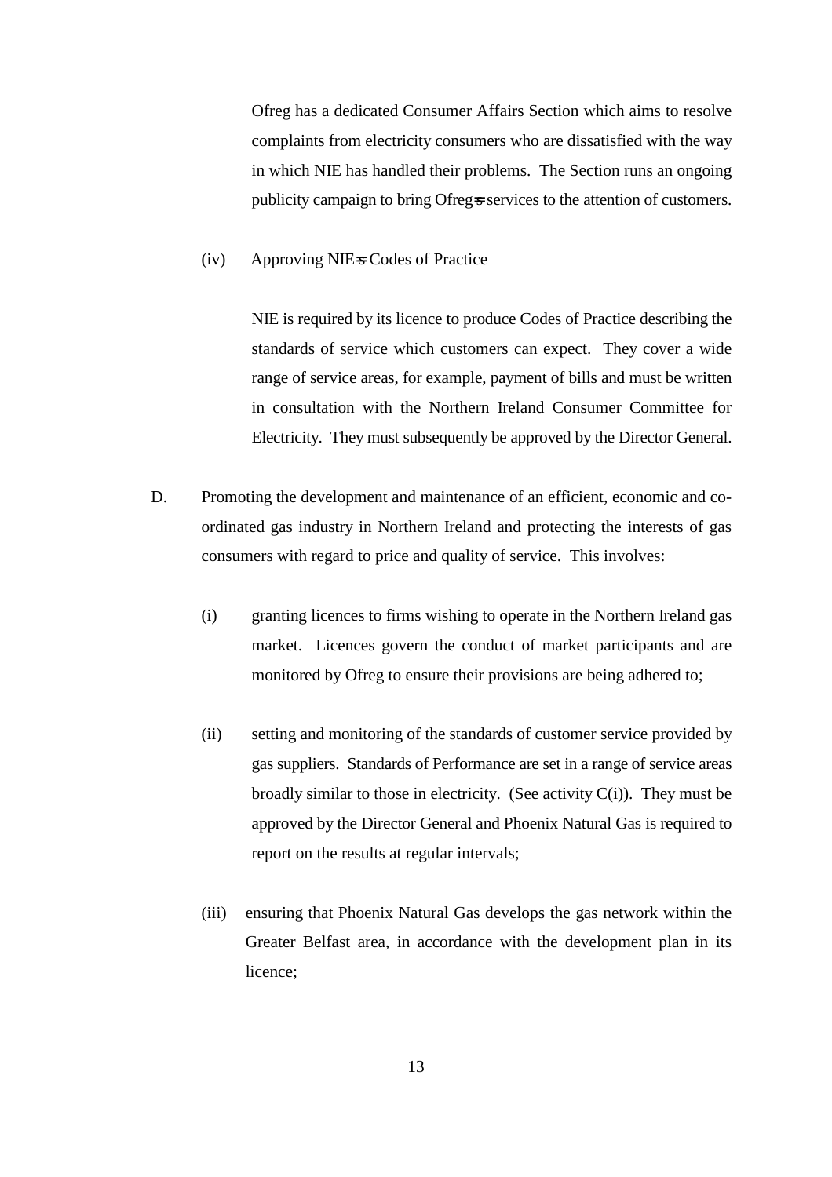Ofreg has a dedicated Consumer Affairs Section which aims to resolve complaints from electricity consumers who are dissatisfied with the way in which NIE has handled their problems. The Section runs an ongoing publicity campaign to bring Ofreg=s services to the attention of customers.

(iv) Approving NIE=s Codes of Practice

NIE is required by its licence to produce Codes of Practice describing the standards of service which customers can expect. They cover a wide range of service areas, for example, payment of bills and must be written in consultation with the Northern Ireland Consumer Committee for Electricity. They must subsequently be approved by the Director General.

D. Promoting the development and maintenance of an efficient, economic and co-ordinated gas industry in Northern Ireland and protecting the interests of gas consumers with regard to price and quality of service. This involves:

(i) granting licences to firms wishing to operate in the Northern Ireland gas market. Licences govern the conduct of market participants and are monitored by Ofreg to ensure their provisions are being adhered to;

(ii) setting and monitoring of the standards of customer service provided by gas suppliers. Standards of Performance are set in a range of service areas broadly similar to those in electricity. (See activity C(i)). They must be approved by the Director General and Phoenix Natural Gas is required to report on the results at regular intervals;

(iii) ensuring that Phoenix Natural Gas develops the gas network within the Greater Belfast area, in accordance with the development plan in its licence;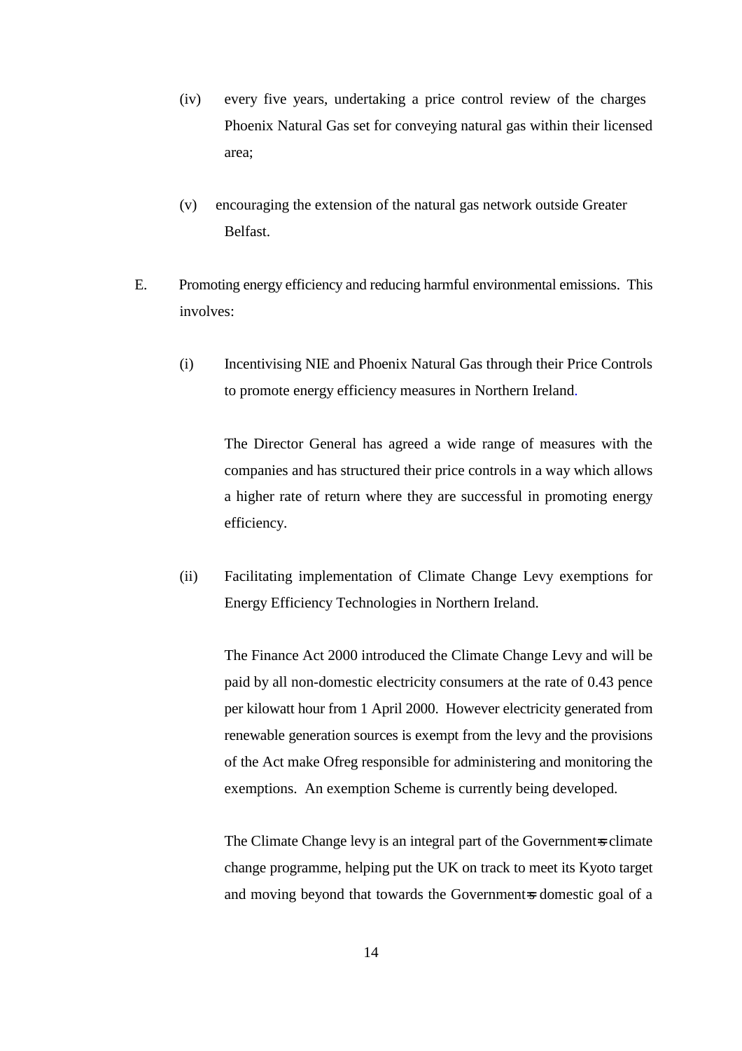(iv) every five years, undertaking a price control review of the charges Phoenix Natural Gas set for conveying natural gas within their licensed area;

(v) encouraging the extension of the natural gas network outside Greater Belfast.

E. Promoting energy efficiency and reducing harmful environmental emissions. This involves:

(i) Incentivising NIE and Phoenix Natural Gas through their Price Controls to promote energy efficiency measures in Northern Ireland.

The Director General has agreed a wide range of measures with the companies and has structured their price controls in a way which allows a higher rate of return where they are successful in promoting energy efficiency.

(ii) Facilitating implementation of Climate Change Levy exemptions for Energy Efficiency Technologies in Northern Ireland.

The Finance Act 2000 introduced the Climate Change Levy and will be paid by all non-domestic electricity consumers at the rate of 0.43 pence per kilowatt hour from 1 April 2000. However electricity generated from renewable generation sources is exempt from the levy and the provisions of the Act make Ofreg responsible for administering and monitoring the exemptions. An exemption Scheme is currently being developed.

The Climate Change levy is an integral part of the Government's climate change programme, helping put the UK on track to meet its Kyoto target and moving beyond that towards the Government's domestic goal of a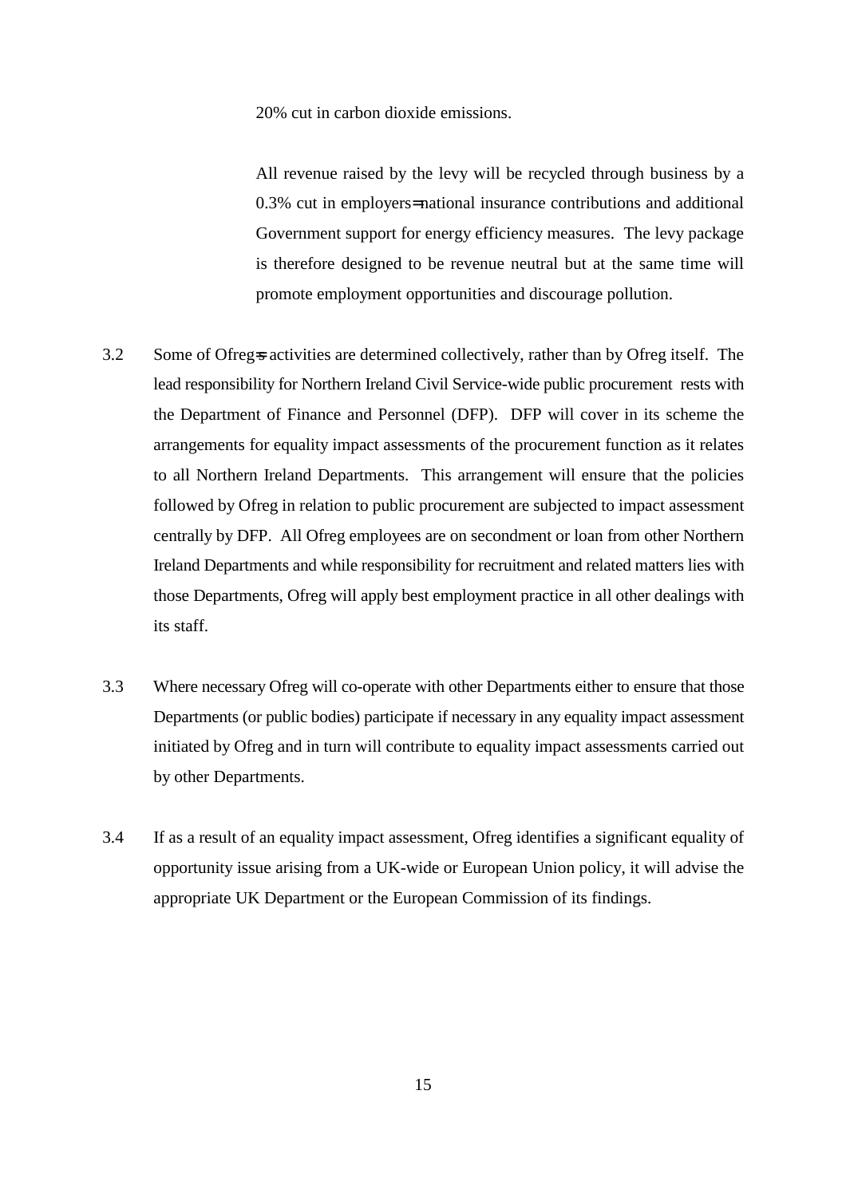20% cut in carbon dioxide emissions.

All revenue raised by the levy will be recycled through business by a 0.3% cut in employers=national insurance contributions and additional Government support for energy efficiency measures. The levy package is therefore designed to be revenue neutral but at the same time will promote employment opportunities and discourage pollution.

3.2 Some of Ofreg=s activities are determined collectively, rather than by Ofreg itself. The lead responsibility for Northern Ireland Civil Service-wide public procurement rests with the Department of Finance and Personnel (DFP). DFP will cover in its scheme the arrangements for equality impact assessments of the procurement function as it relates to all Northern Ireland Departments. This arrangement will ensure that the policies followed by Ofreg in relation to public procurement are subjected to impact assessment centrally by DFP. All Ofreg employees are on secondment or loan from other Northern Ireland Departments and while responsibility for recruitment and related matters lies with those Departments, Ofreg will apply best employment practice in all other dealings with its staff.

3.3 Where necessary Ofreg will co-operate with other Departments either to ensure that those Departments (or public bodies) participate if necessary in any equality impact assessment initiated by Ofreg and in turn will contribute to equality impact assessments carried out by other Departments.

3.4 If as a result of an equality impact assessment, Ofreg identifies a significant equality of opportunity issue arising from a UK-wide or European Union policy, it will advise the appropriate UK Department or the European Commission of its findings.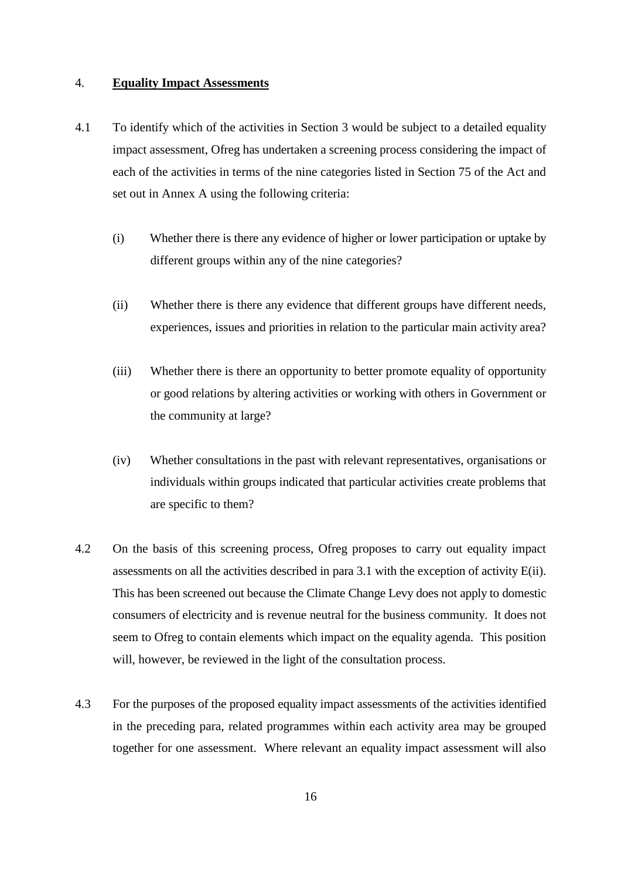## 4. **Equality Impact Assessments**

4.1 To identify which of the activities in Section 3 would be subject to a detailed equality impact assessment, Ofreg has undertaken a screening process considering the impact of each of the activities in terms of the nine categories listed in Section 75 of the Act and set out in Annex A using the following criteria:

(i) Whether there is there any evidence of higher or lower participation or uptake by different groups within any of the nine categories?

(ii) Whether there is there any evidence that different groups have different needs, experiences, issues and priorities in relation to the particular main activity area?

(iii) Whether there is there an opportunity to better promote equality of opportunity or good relations by altering activities or working with others in Government or the community at large?

(iv) Whether consultations in the past with relevant representatives, organisations or individuals within groups indicated that particular activities create problems that are specific to them?

4.2 On the basis of this screening process, Ofreg proposes to carry out equality impact assessments on all the activities described in para 3.1 with the exception of activity E(ii). This has been screened out because the Climate Change Levy does not apply to domestic consumers of electricity and is revenue neutral for the business community. It does not seem to Ofreg to contain elements which impact on the equality agenda. This position will, however, be reviewed in the light of the consultation process.

4.3 For the purposes of the proposed equality impact assessments of the activities identified in the preceding para, related programmes within each activity area may be grouped together for one assessment. Where relevant an equality impact assessment will also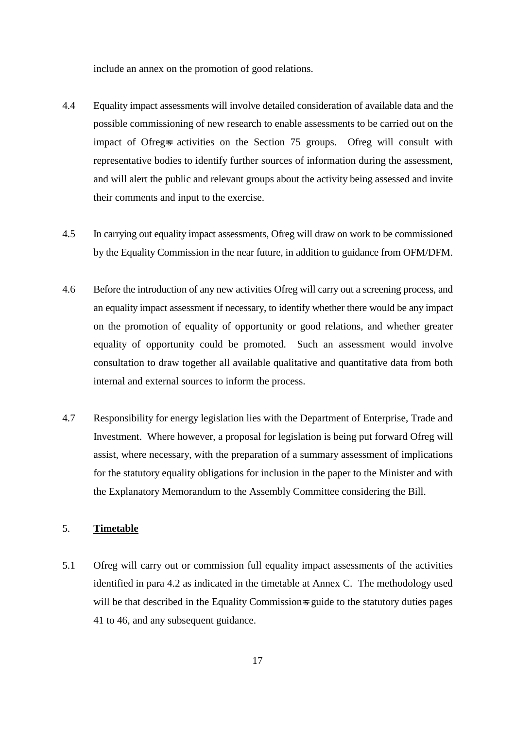include an annex on the promotion of good relations.

4.4 Equality impact assessments will involve detailed consideration of available data and the possible commissioning of new research to enable assessments to be carried out on the impact of Ofreg=s activities on the Section 75 groups. Ofreg will consult with representative bodies to identify further sources of information during the assessment, and will alert the public and relevant groups about the activity being assessed and invite their comments and input to the exercise.

4.5 In carrying out equality impact assessments, Ofreg will draw on work to be commissioned by the Equality Commission in the near future, in addition to guidance from OFM/DFM.

4.6 Before the introduction of any new activities Ofreg will carry out a screening process, and an equality impact assessment if necessary, to identify whether there would be any impact on the promotion of equality of opportunity or good relations, and whether greater equality of opportunity could be promoted. Such an assessment would involve consultation to draw together all available qualitative and quantitative data from both internal and external sources to inform the process.

4.7 Responsibility for energy legislation lies with the Department of Enterprise, Trade and Investment. Where however, a proposal for legislation is being put forward Ofreg will assist, where necessary, with the preparation of a summary assessment of implications for the statutory equality obligations for inclusion in the paper to the Minister and with the Explanatory Memorandum to the Assembly Committee considering the Bill.

## 5. Timetable

5.1 Ofreg will carry out or commission full equality impact assessments of the activities identified in para 4.2 as indicated in the timetable at Annex C. The methodology used will be that described in the Equality Commission=s guide to the statutory duties pages 41 to 46, and any subsequent guidance.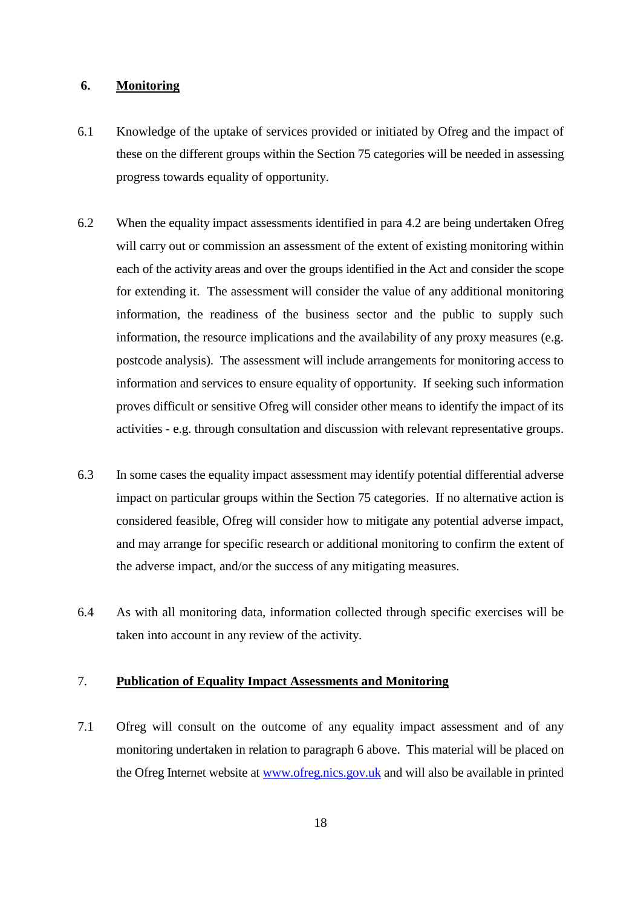## 6. Monitoring

6.1 Knowledge of the uptake of services provided or initiated by Ofreg and the impact of these on the different groups within the Section 75 categories will be needed in assessing progress towards equality of opportunity.

6.2 When the equality impact assessments identified in para 4.2 are being undertaken Ofreg will carry out or commission an assessment of the extent of existing monitoring within each of the activity areas and over the groups identified in the Act and consider the scope for extending it. The assessment will consider the value of any additional monitoring information, the readiness of the business sector and the public to supply such information, the resource implications and the availability of any proxy measures (e.g. postcode analysis). The assessment will include arrangements for monitoring access to information and services to ensure equality of opportunity. If seeking such information proves difficult or sensitive Ofreg will consider other means to identify the impact of its activities - e.g. through consultation and discussion with relevant representative groups.

6.3 In some cases the equality impact assessment may identify potential differential adverse impact on particular groups within the Section 75 categories. If no alternative action is considered feasible, Ofreg will consider how to mitigate any potential adverse impact, and may arrange for specific research or additional monitoring to confirm the extent of the adverse impact, and/or the success of any mitigating measures.

6.4 As with all monitoring data, information collected through specific exercises will be taken into account in any review of the activity.

## 7. Publication of Equality Impact Assessments and Monitoring

7.1 Ofreg will consult on the outcome of any equality impact assessment and of any monitoring undertaken in relation to paragraph 6 above. This material will be placed on the Ofreg Internet website at [www.ofreg.nics.gov.uk](http://www.ofreg.nics.gov.uk) and will also be available in printed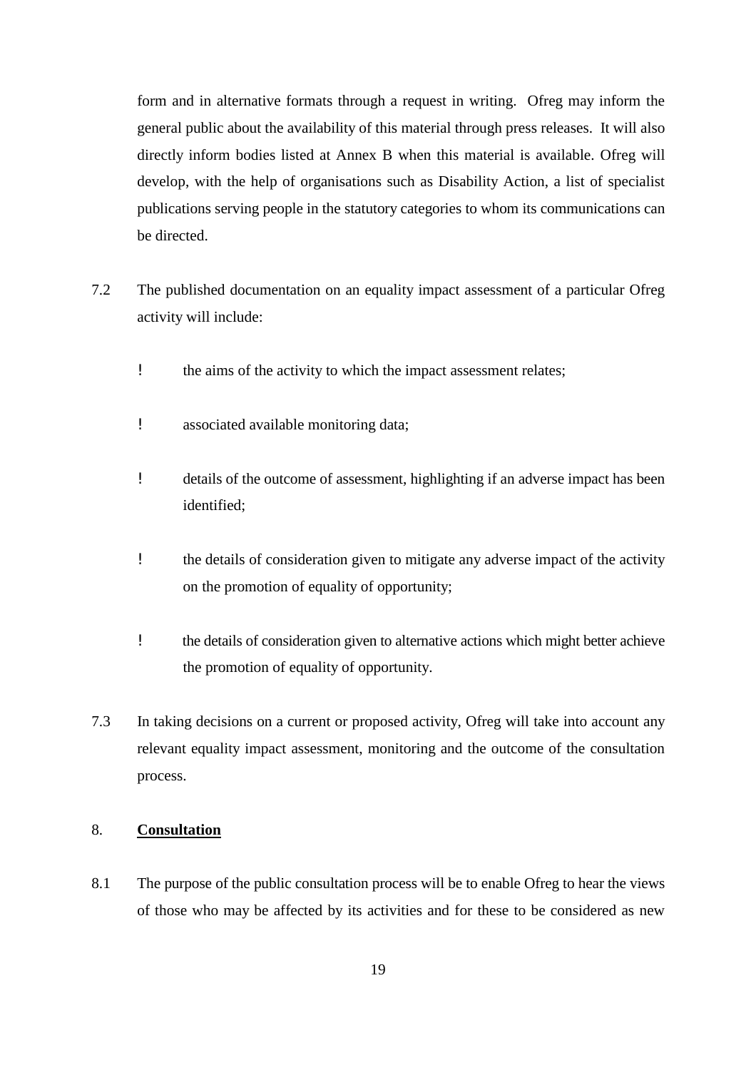form and in alternative formats through a request in writing. Ofreg may inform the general public about the availability of this material through press releases. It will also directly inform bodies listed at Annex B when this material is available. Ofreg will develop, with the help of organisations such as Disability Action, a list of specialist publications serving people in the statutory categories to whom its communications can be directed.

7.2 The published documentation on an equality impact assessment of a particular Ofreg activity will include:

- the aims of the activity to which the impact assessment relates;
- associated available monitoring data;
- details of the outcome of assessment, highlighting if an adverse impact has been identified;
- the details of consideration given to mitigate any adverse impact of the activity on the promotion of equality of opportunity;
- the details of consideration given to alternative actions which might better achieve the promotion of equality of opportunity.

7.3 In taking decisions on a current or proposed activity, Ofreg will take into account any relevant equality impact assessment, monitoring and the outcome of the consultation process.

## 8. Consultation

8.1 The purpose of the public consultation process will be to enable Ofreg to hear the views of those who may be affected by its activities and for these to be considered as new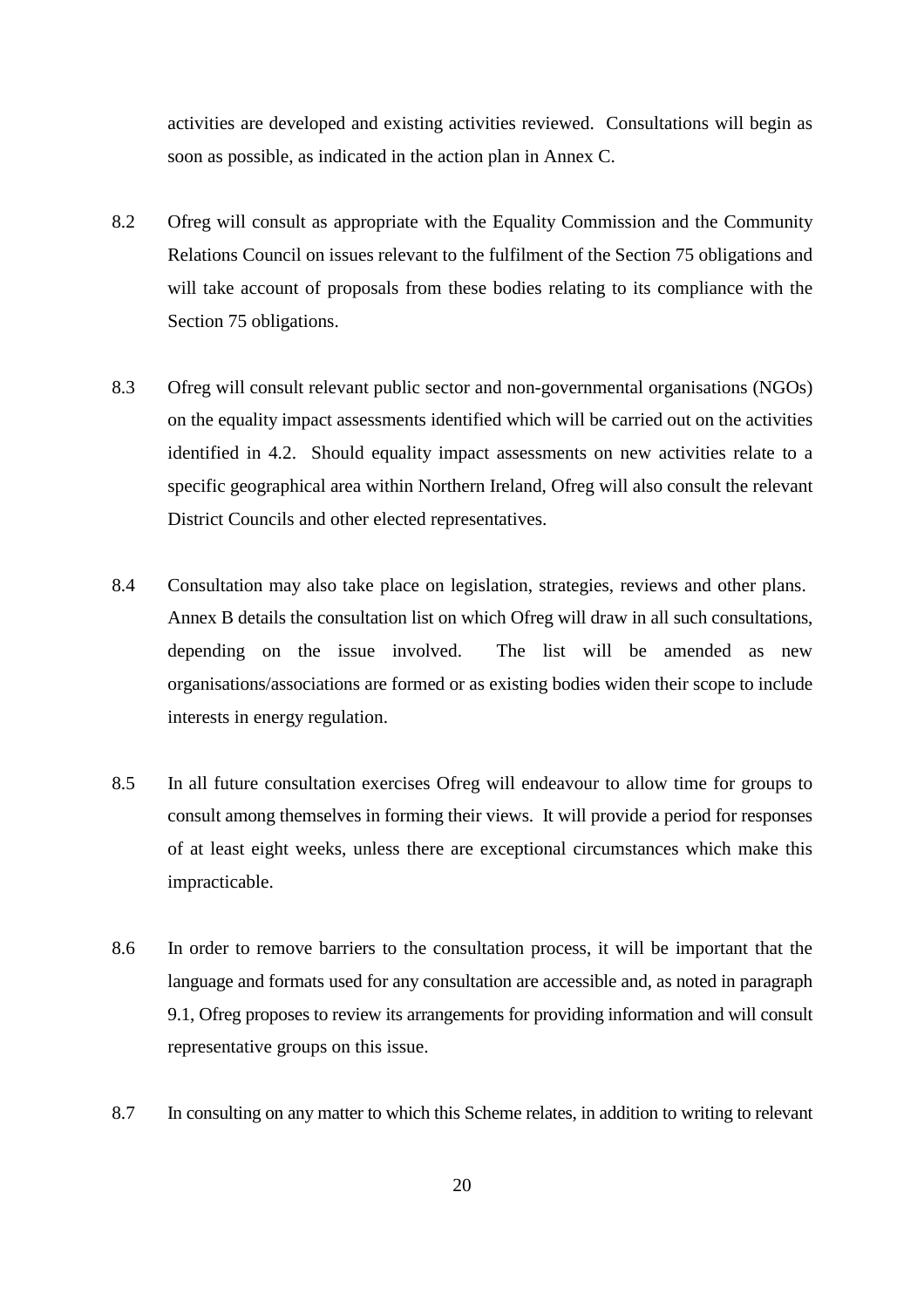activities are developed and existing activities reviewed. Consultations will begin as soon as possible, as indicated in the action plan in Annex C.

8.2 Ofreg will consult as appropriate with the Equality Commission and the Community Relations Council on issues relevant to the fulfilment of the Section 75 obligations and will take account of proposals from these bodies relating to its compliance with the Section 75 obligations.

8.3 Ofreg will consult relevant public sector and non-governmental organisations (NGOs) on the equality impact assessments identified which will be carried out on the activities identified in 4.2. Should equality impact assessments on new activities relate to a specific geographical area within Northern Ireland, Ofreg will also consult the relevant District Councils and other elected representatives.

8.4 Consultation may also take place on legislation, strategies, reviews and other plans. Annex B details the consultation list on which Ofreg will draw in all such consultations, depending on the issue involved. The list will be amended as new organisations/associations are formed or as existing bodies widen their scope to include interests in energy regulation.

8.5 In all future consultation exercises Ofreg will endeavour to allow time for groups to consult among themselves in forming their views. It will provide a period for responses of at least eight weeks, unless there are exceptional circumstances which make this impracticable.

8.6 In order to remove barriers to the consultation process, it will be important that the language and formats used for any consultation are accessible and, as noted in paragraph 9.1, Ofreg proposes to review its arrangements for providing information and will consult representative groups on this issue.

8.7 In consulting on any matter to which this Scheme relates, in addition to writing to relevant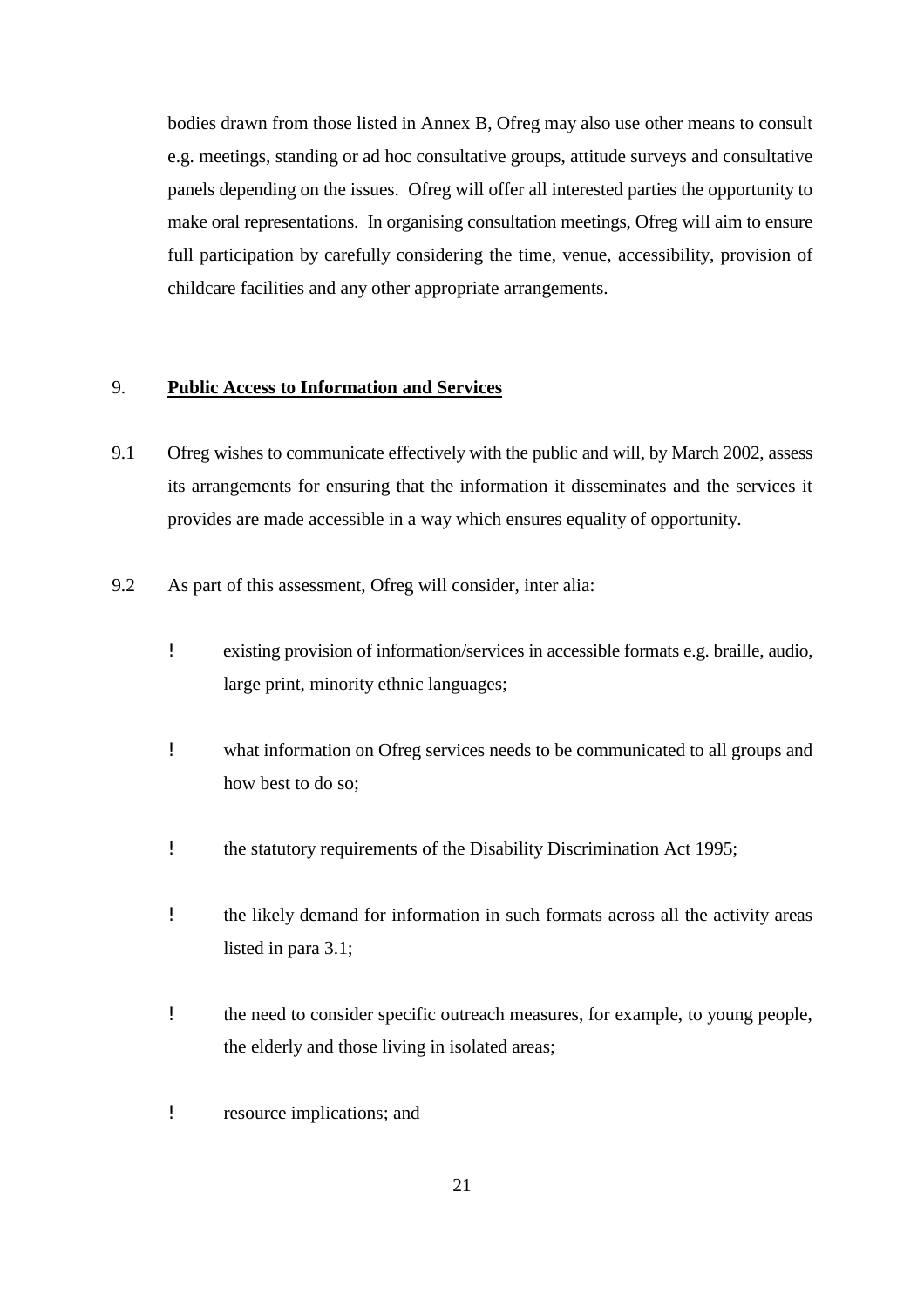bodies drawn from those listed in Annex B, Ofreg may also use other means to consult e.g. meetings, standing or ad hoc consultative groups, attitude surveys and consultative panels depending on the issues. Ofreg will offer all interested parties the opportunity to make oral representations. In organising consultation meetings, Ofreg will aim to ensure full participation by carefully considering the time, venue, accessibility, provision of childcare facilities and any other appropriate arrangements.

## 9. **<u>Public Access to Information and Services</u>**

9.1 Ofreg wishes to communicate effectively with the public and will, by March 2002, assess its arrangements for ensuring that the information it disseminates and the services it provides are made accessible in a way which ensures equality of opportunity.

9.2 As part of this assessment, Ofreg will consider, inter alia:

- existing provision of information/services in accessible formats e.g. braille, audio, large print, minority ethnic languages;
- what information on Ofreg services needs to be communicated to all groups and how best to do so;
- the statutory requirements of the Disability Discrimination Act 1995;
- the likely demand for information in such formats across all the activity areas listed in para 3.1;
- the need to consider specific outreach measures, for example, to young people, the elderly and those living in isolated areas;
- resource implications; and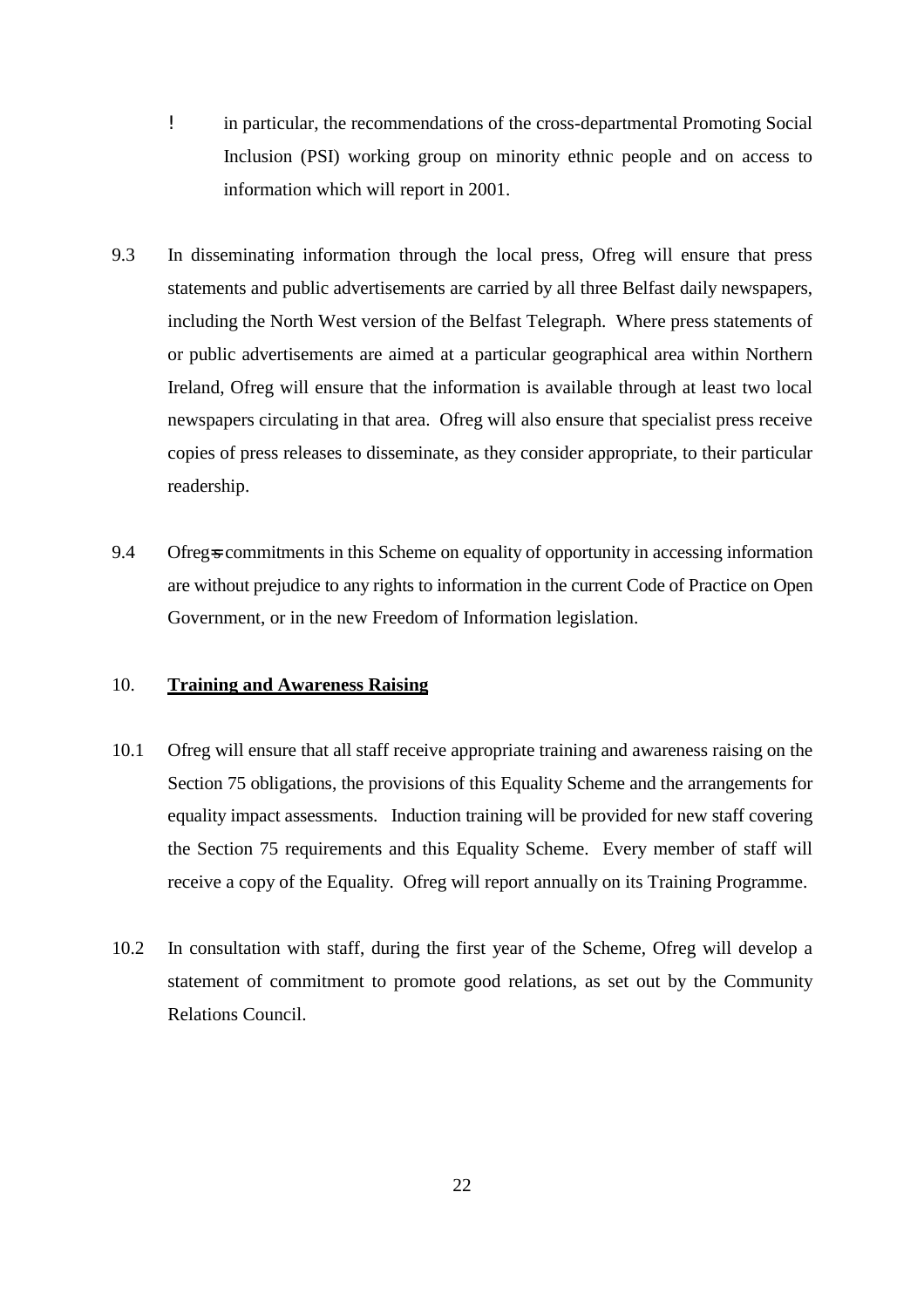- in particular, the recommendations of the cross-departmental Promoting Social Inclusion (PSI) working group on minority ethnic people and on access to information which will report in 2001.

9.3 In disseminating information through the local press, Ofreg will ensure that press statements and public advertisements are carried by all three Belfast daily newspapers, including the North West version of the Belfast Telegraph. Where press statements of or public advertisements are aimed at a particular geographical area within Northern Ireland, Ofreg will ensure that the information is available through at least two local newspapers circulating in that area. Ofreg will also ensure that specialist press receive copies of press releases to disseminate, as they consider appropriate, to their particular readership.

9.4 Ofreg's commitments in this Scheme on equality of opportunity in accessing information are without prejudice to any rights to information in the current Code of Practice on Open Government, or in the new Freedom of Information legislation.

## 10. **Training and Awareness Raising**

10.1 Ofreg will ensure that all staff receive appropriate training and awareness raising on the Section 75 obligations, the provisions of this Equality Scheme and the arrangements for equality impact assessments. Induction training will be provided for new staff covering the Section 75 requirements and this Equality Scheme. Every member of staff will receive a copy of the Equality. Ofreg will report annually on its Training Programme.

10.2 In consultation with staff, during the first year of the Scheme, Ofreg will develop a statement of commitment to promote good relations, as set out by the Community Relations Council.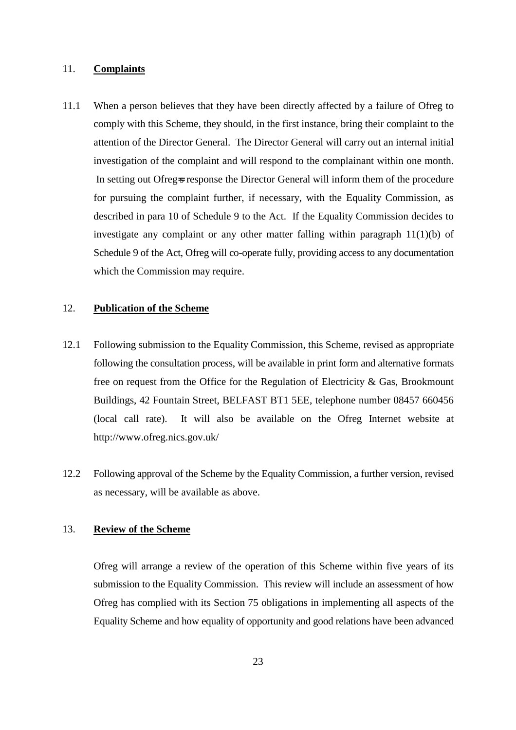## 11. **Complaints**

11.1 When a person believes that they have been directly affected by a failure of Ofreg to comply with this Scheme, they should, in the first instance, bring their complaint to the attention of the Director General. The Director General will carry out an internal initial investigation of the complaint and will respond to the complainant within one month. In setting out Ofreg=s response the Director General will inform them of the procedure for pursuing the complaint further, if necessary, with the Equality Commission, as described in para 10 of Schedule 9 to the Act. If the Equality Commission decides to investigate any complaint or any other matter falling within paragraph 11(1)(b) of Schedule 9 of the Act, Ofreg will co-operate fully, providing access to any documentation which the Commission may require.

## 12. **Publication of the Scheme**

12.1 Following submission to the Equality Commission, this Scheme, revised as appropriate following the consultation process, will be available in print form and alternative formats free on request from the Office for the Regulation of Electricity & Gas, Brookmount Buildings, 42 Fountain Street, BELFAST BT1 5EE, telephone number 08457 660456 (local call rate). It will also be available on the Ofreg Internet website at http://www.ofreg.nics.gov.uk/

12.2 Following approval of the Scheme by the Equality Commission, a further version, revised as necessary, will be available as above.

## 13. **Review of the Scheme**

Ofreg will arrange a review of the operation of this Scheme within five years of its submission to the Equality Commission. This review will include an assessment of how Ofreg has complied with its Section 75 obligations in implementing all aspects of the Equality Scheme and how equality of opportunity and good relations have been advanced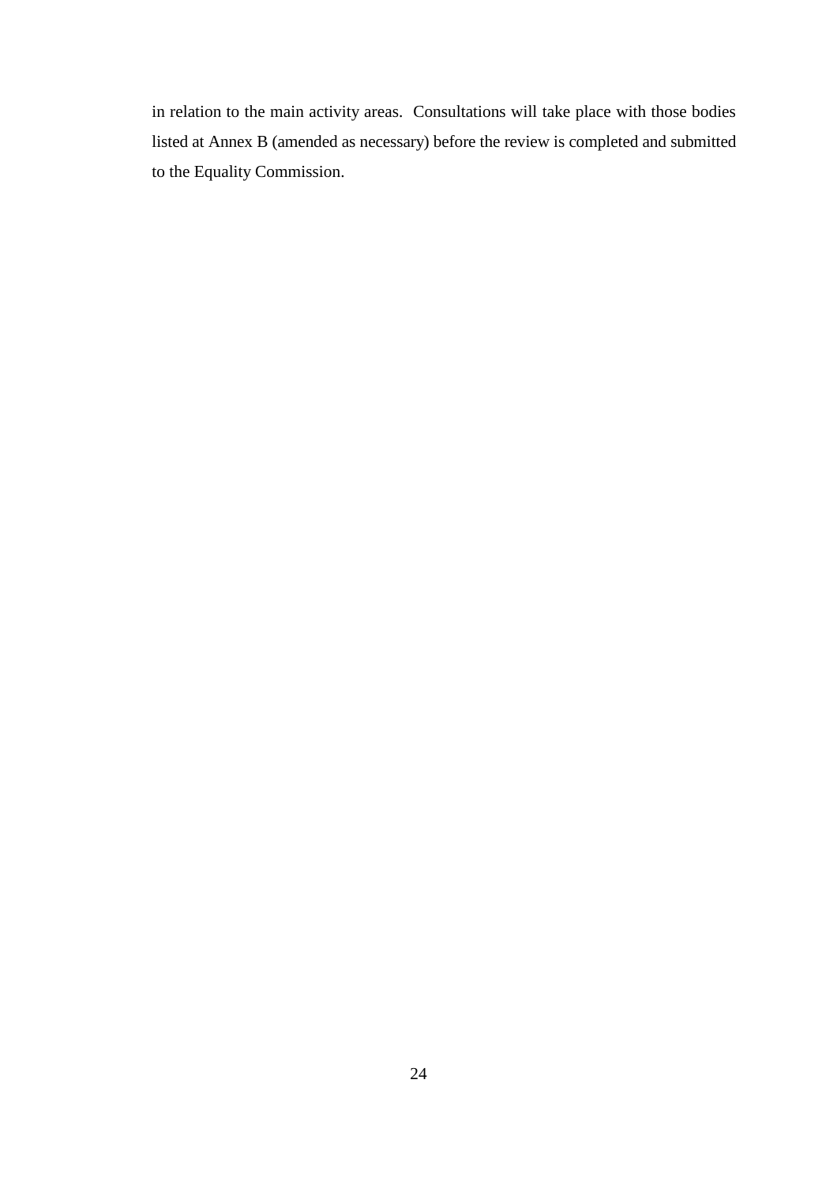in relation to the main activity areas. Consultations will take place with those bodies listed at Annex B (amended as necessary) before the review is completed and submitted to the Equality Commission.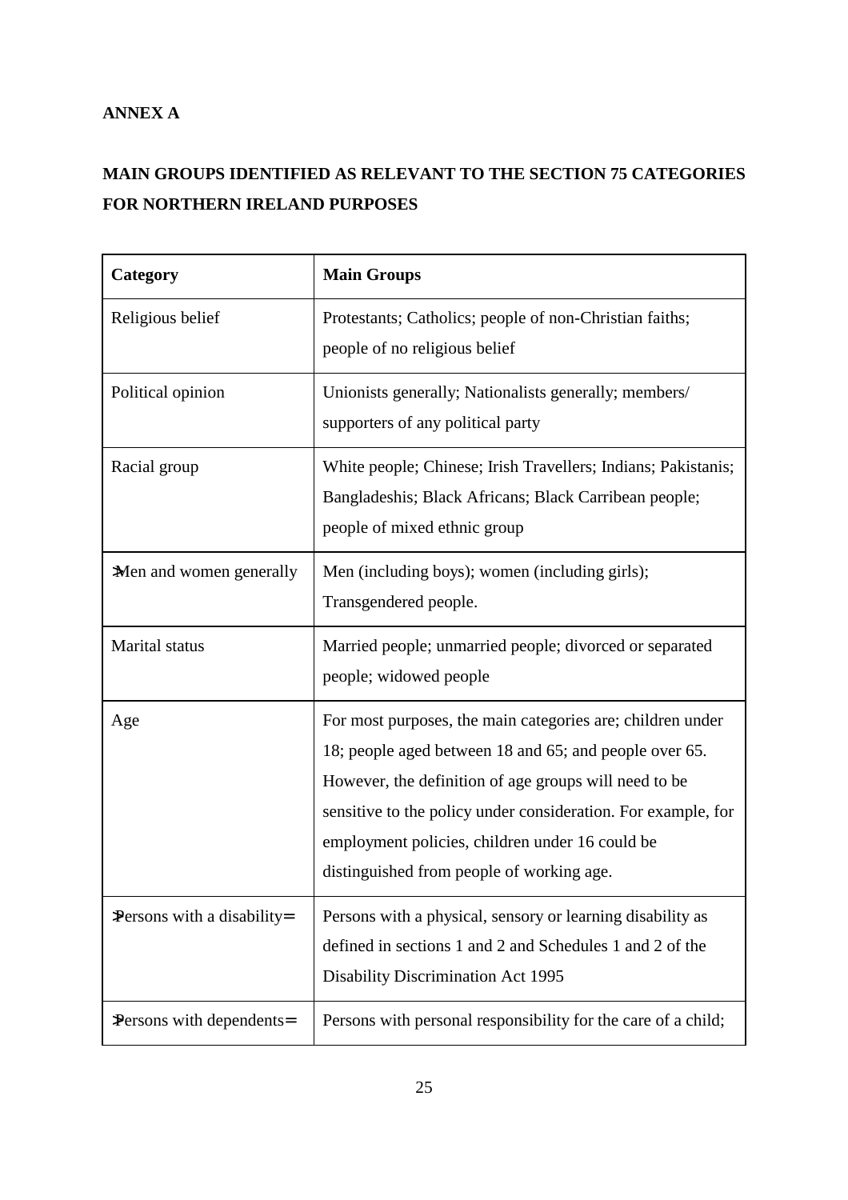**ANNEX A**

**MAIN GROUPS IDENTIFIED AS RELEVANT TO THE SECTION 75 CATEGORIES FOR NORTHERN IRELAND PURPOSES**

| Category | Main Groups |
|---|---|
| Religious belief | Protestants; Catholics; people of non-Christian faiths; people of no religious belief |
| Political opinion | Unionists generally; Nationalists generally; members/ supporters of any political party |
| Racial group | White people; Chinese; Irish Travellers; Indians; Pakistanis; Bangladeshis; Black Africans; Black Carribean people; people of mixed ethnic group |
| Men and women generally | Men (including boys); women (including girls); Transgendered people. |
| Marital status | Married people; unmarried people; divorced or separated people; widowed people |
| Age | For most purposes, the main categories are; children under 18; people aged between 18 and 65; and people over 65. However, the definition of age groups will need to be sensitive to the policy under consideration. For example, for employment policies, children under 16 could be distinguished from people of working age. |
| Persons with a disability | Persons with a physical, sensory or learning disability as defined in sections 1 and 2 and Schedules 1 and 2 of the Disability Discrimination Act 1995 |
| Persons with dependents | Persons with personal responsibility for the care of a child; |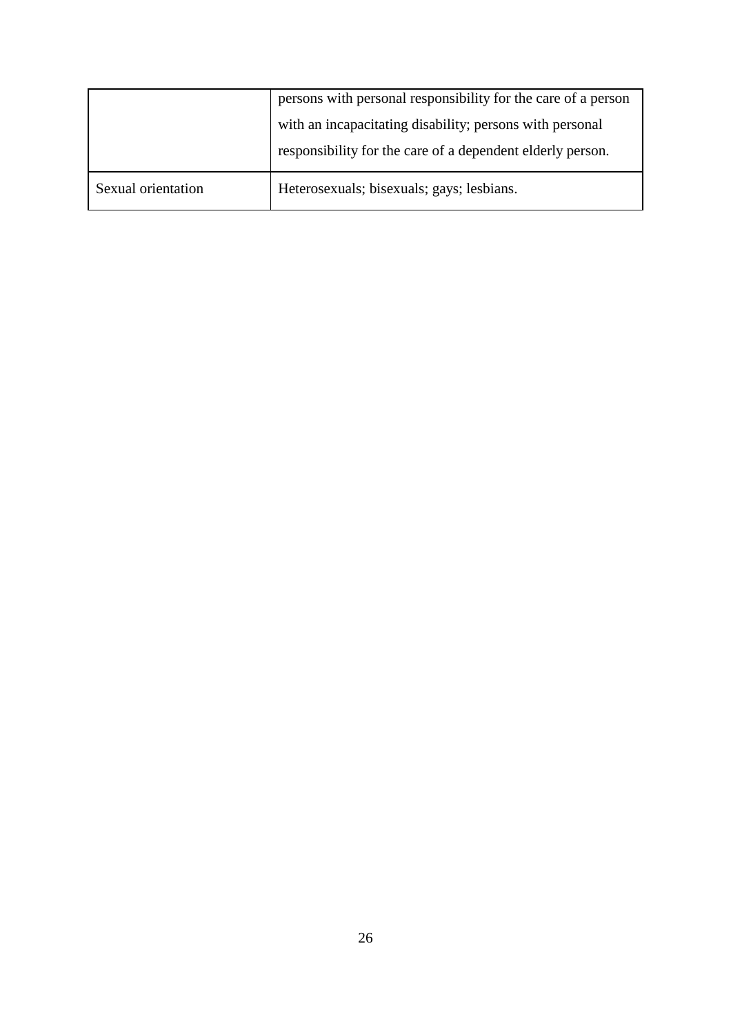| | |
|---|---|
| | persons with personal responsibility for the care of a person with an incapacitating disability; persons with personal responsibility for the care of a dependent elderly person. |
| Sexual orientation | Heterosexuals; bisexuals; gays; lesbians. |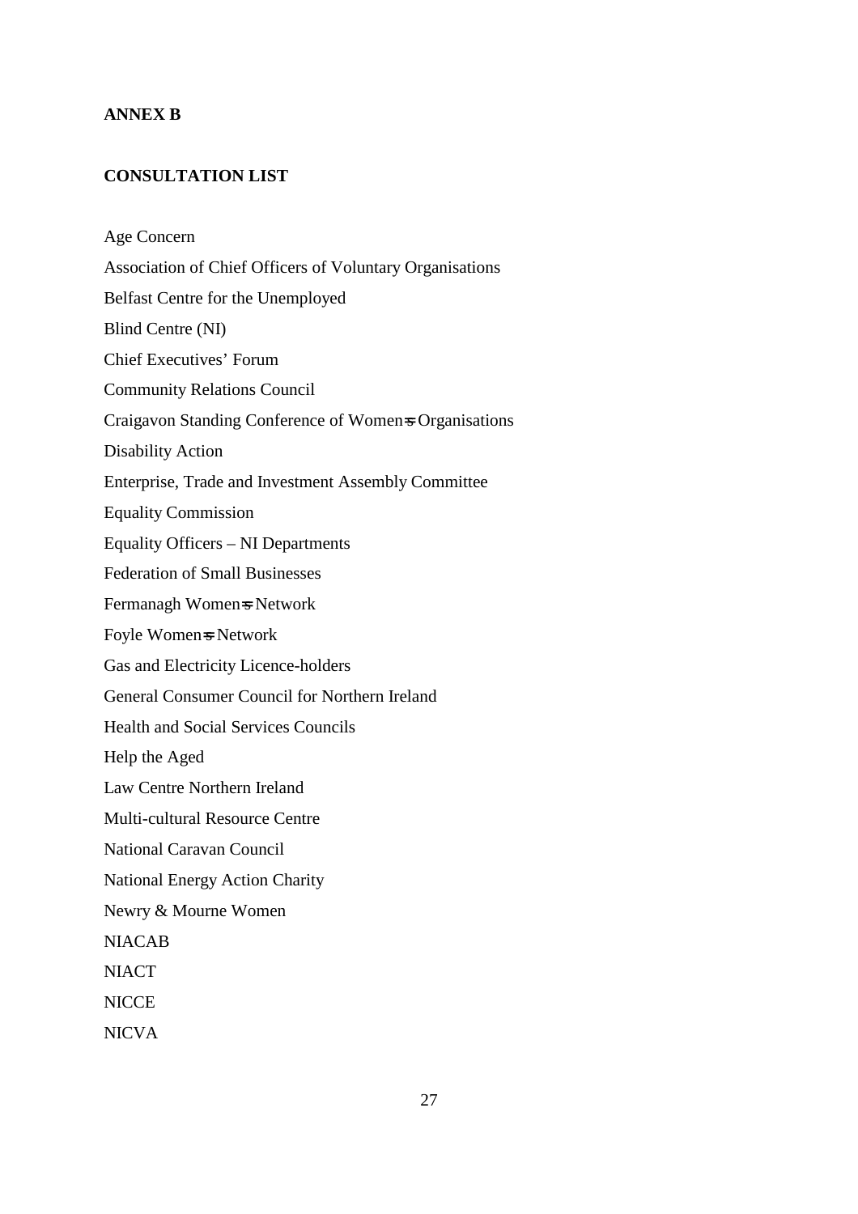**ANNEX B**

**CONSULTATION LIST**

Age Concern

Association of Chief Officers of Voluntary Organisations

Belfast Centre for the Unemployed

Blind Centre (NI)

Chief Executives' Forum

Community Relations Council

Craigavon Standing Conference of Women's Organisations

Disability Action

Enterprise, Trade and Investment Assembly Committee

Equality Commission

Equality Officers – NI Departments

Federation of Small Businesses

Fermanagh Women's Network

Foyle Women's Network

Gas and Electricity Licence-holders

General Consumer Council for Northern Ireland

Health and Social Services Councils

Help the Aged

Law Centre Northern Ireland

Multi-cultural Resource Centre

National Caravan Council

National Energy Action Charity

Newry & Mourne Women

NIACAB

NIACT

NICCE

NICVA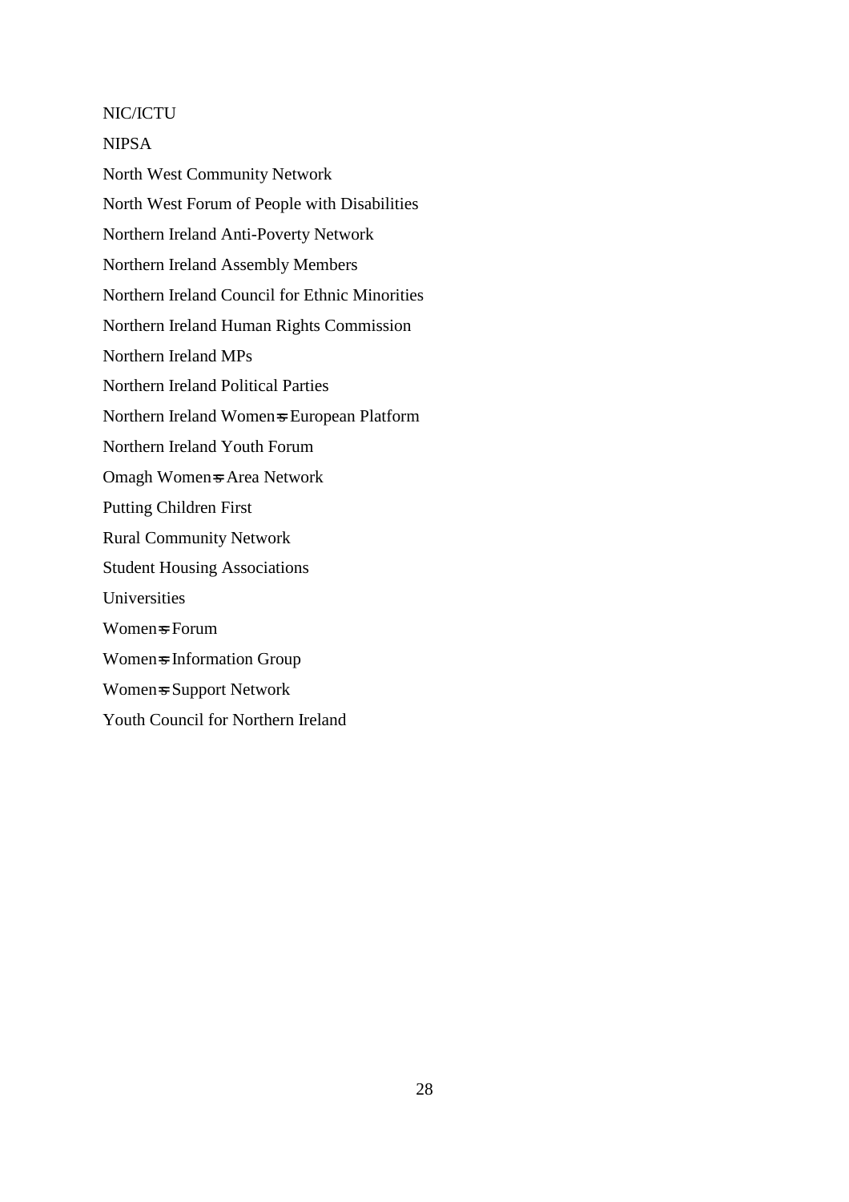NIC/ICTU

NIPSA

North West Community Network

North West Forum of People with Disabilities

Northern Ireland Anti-Poverty Network

Northern Ireland Assembly Members

Northern Ireland Council for Ethnic Minorities

Northern Ireland Human Rights Commission

Northern Ireland MPs

Northern Ireland Political Parties

Northern Ireland Women=s European Platform

Northern Ireland Youth Forum

Omagh Women=s Area Network

Putting Children First

Rural Community Network

Student Housing Associations

Universities

Women=s Forum

Women=s Information Group

Women=s Support Network

Youth Council for Northern Ireland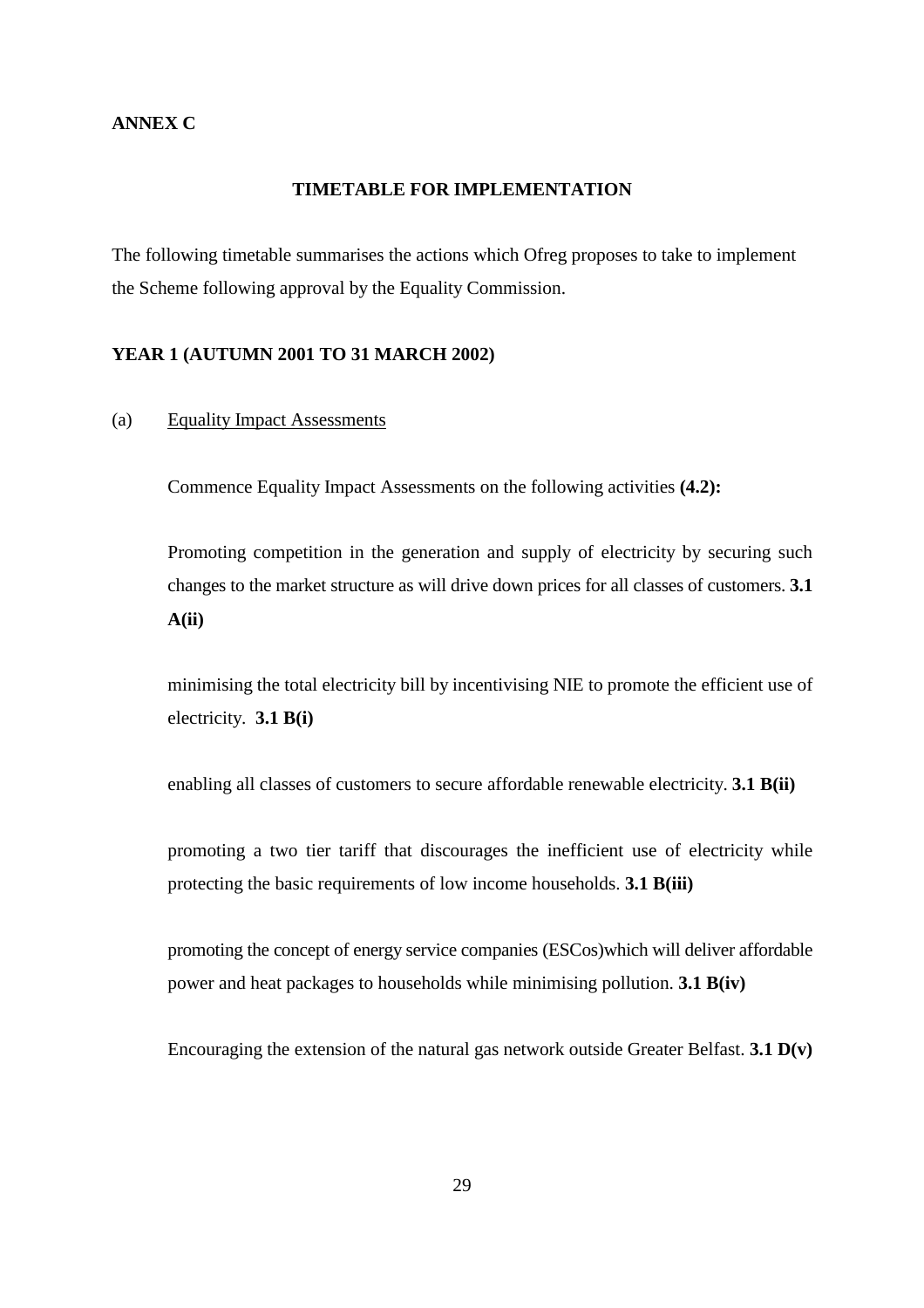**ANNEX C**

## TIMETABLE FOR IMPLEMENTATION

The following timetable summarises the actions which Ofreg proposes to take to implement the Scheme following approval by the Equality Commission.

**YEAR 1 (AUTUMN 2001 TO 31 MARCH 2002)**

(a) Equality Impact Assessments

Commence Equality Impact Assessments on the following activities **(4.2):**

Promoting competition in the generation and supply of electricity by securing such changes to the market structure as will drive down prices for all classes of customers. **3.1 A(ii)**

minimising the total electricity bill by incentivising NIE to promote the efficient use of electricity. **3.1 B(i)**

enabling all classes of customers to secure affordable renewable electricity. **3.1 B(ii)**

promoting a two tier tariff that discourages the inefficient use of electricity while protecting the basic requirements of low income households. **3.1 B(iii)**

promoting the concept of energy service companies (ESCos)which will deliver affordable power and heat packages to households while minimising pollution. **3.1 B(iv)**

Encouraging the extension of the natural gas network outside Greater Belfast. **3.1 D(v)**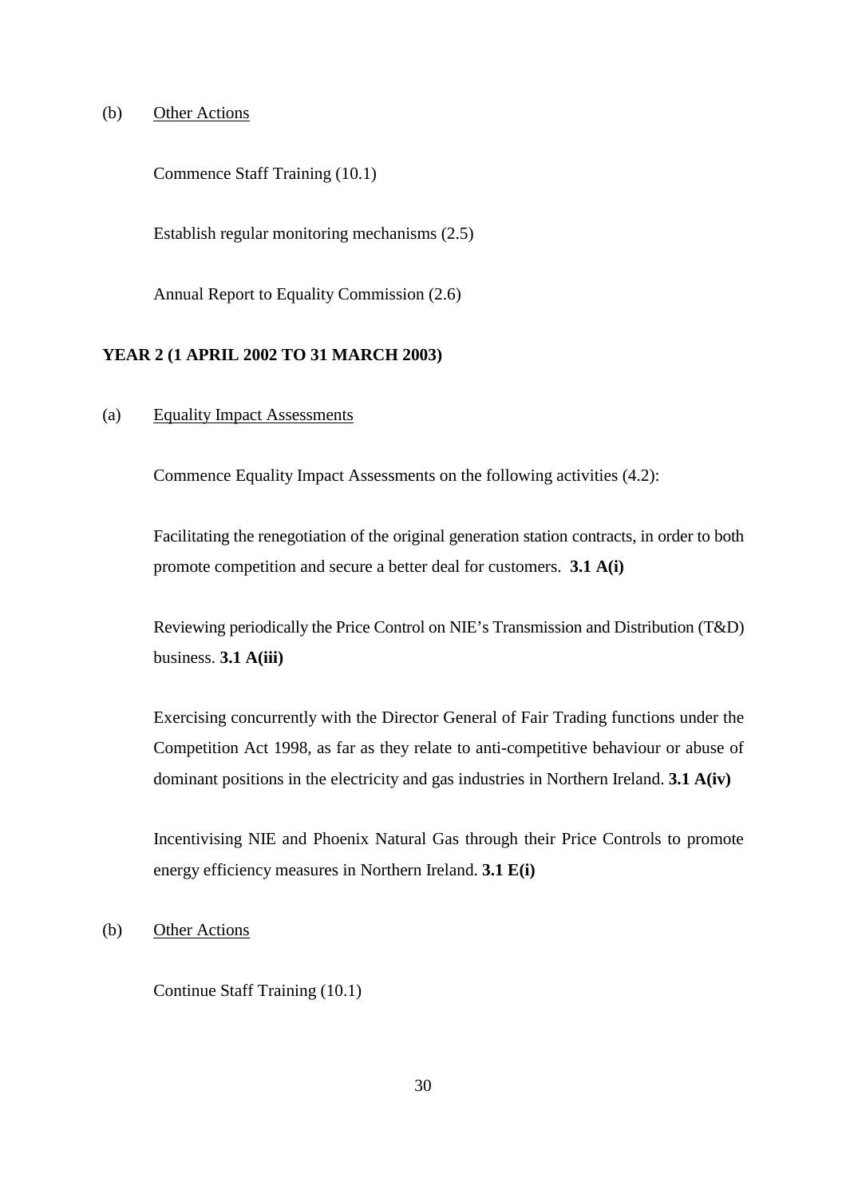(b) Other Actions

Commence Staff Training (10.1)

Establish regular monitoring mechanisms (2.5)

Annual Report to Equality Commission (2.6)

**YEAR 2 (1 APRIL 2002 TO 31 MARCH 2003)**

(a) Equality Impact Assessments

Commence Equality Impact Assessments on the following activities (4.2):

Facilitating the renegotiation of the original generation station contracts, in order to both promote competition and secure a better deal for customers. **3.1 A(i)**

Reviewing periodically the Price Control on NIE's Transmission and Distribution (T&D) business. **3.1 A(iii)**

Exercising concurrently with the Director General of Fair Trading functions under the Competition Act 1998, as far as they relate to anti-competitive behaviour or abuse of dominant positions in the electricity and gas industries in Northern Ireland. **3.1 A(iv)**

Incentivising NIE and Phoenix Natural Gas through their Price Controls to promote energy efficiency measures in Northern Ireland. **3.1 E(i)**

(b) Other Actions

Continue Staff Training (10.1)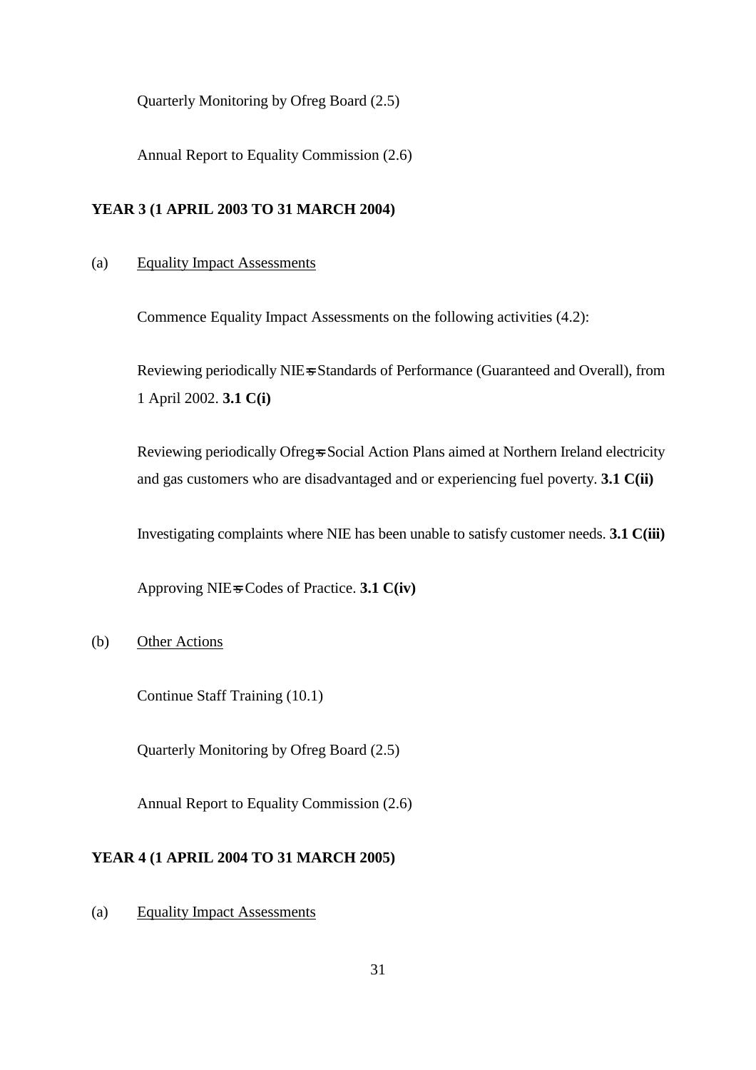Quarterly Monitoring by Ofreg Board (2.5)

Annual Report to Equality Commission (2.6)

**YEAR 3 (1 APRIL 2003 TO 31 MARCH 2004)**

(a) Equality Impact Assessments

Commence Equality Impact Assessments on the following activities (4.2):

Reviewing periodically NIE's Standards of Performance (Guaranteed and Overall), from 1 April 2002. **3.1 C(i)**

Reviewing periodically Ofreg's Social Action Plans aimed at Northern Ireland electricity and gas customers who are disadvantaged and or experiencing fuel poverty. **3.1 C(ii)**

Investigating complaints where NIE has been unable to satisfy customer needs. **3.1 C(iii)**

Approving NIE's Codes of Practice. **3.1 C(iv)**

(b) Other Actions

Continue Staff Training (10.1)

Quarterly Monitoring by Ofreg Board (2.5)

Annual Report to Equality Commission (2.6)

**YEAR 4 (1 APRIL 2004 TO 31 MARCH 2005)**

(a) Equality Impact Assessments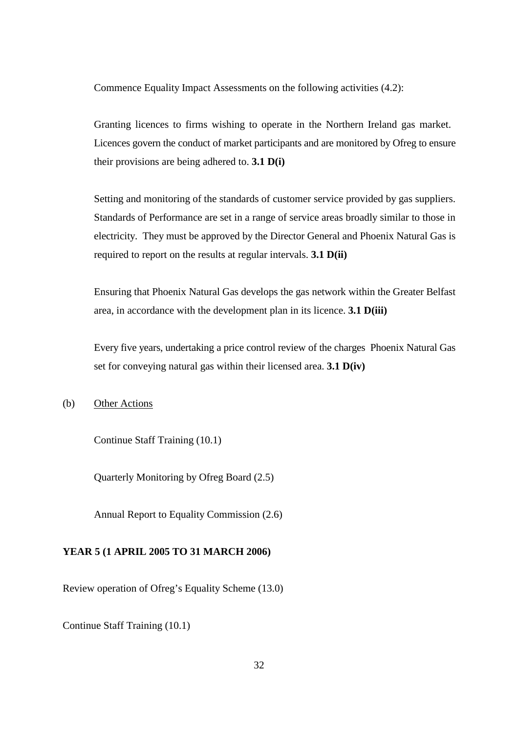Commence Equality Impact Assessments on the following activities (4.2):

Granting licences to firms wishing to operate in the Northern Ireland gas market. Licences govern the conduct of market participants and are monitored by Ofreg to ensure their provisions are being adhered to. **3.1 D(i)**

Setting and monitoring of the standards of customer service provided by gas suppliers. Standards of Performance are set in a range of service areas broadly similar to those in electricity. They must be approved by the Director General and Phoenix Natural Gas is required to report on the results at regular intervals. **3.1 D(ii)**

Ensuring that Phoenix Natural Gas develops the gas network within the Greater Belfast area, in accordance with the development plan in its licence. **3.1 D(iii)**

Every five years, undertaking a price control review of the charges Phoenix Natural Gas set for conveying natural gas within their licensed area. **3.1 D(iv)**

(b) Other Actions

Continue Staff Training (10.1)

Quarterly Monitoring by Ofreg Board (2.5)

Annual Report to Equality Commission (2.6)

**YEAR 5 (1 APRIL 2005 TO 31 MARCH 2006)**

Review operation of Ofreg's Equality Scheme (13.0)

Continue Staff Training (10.1)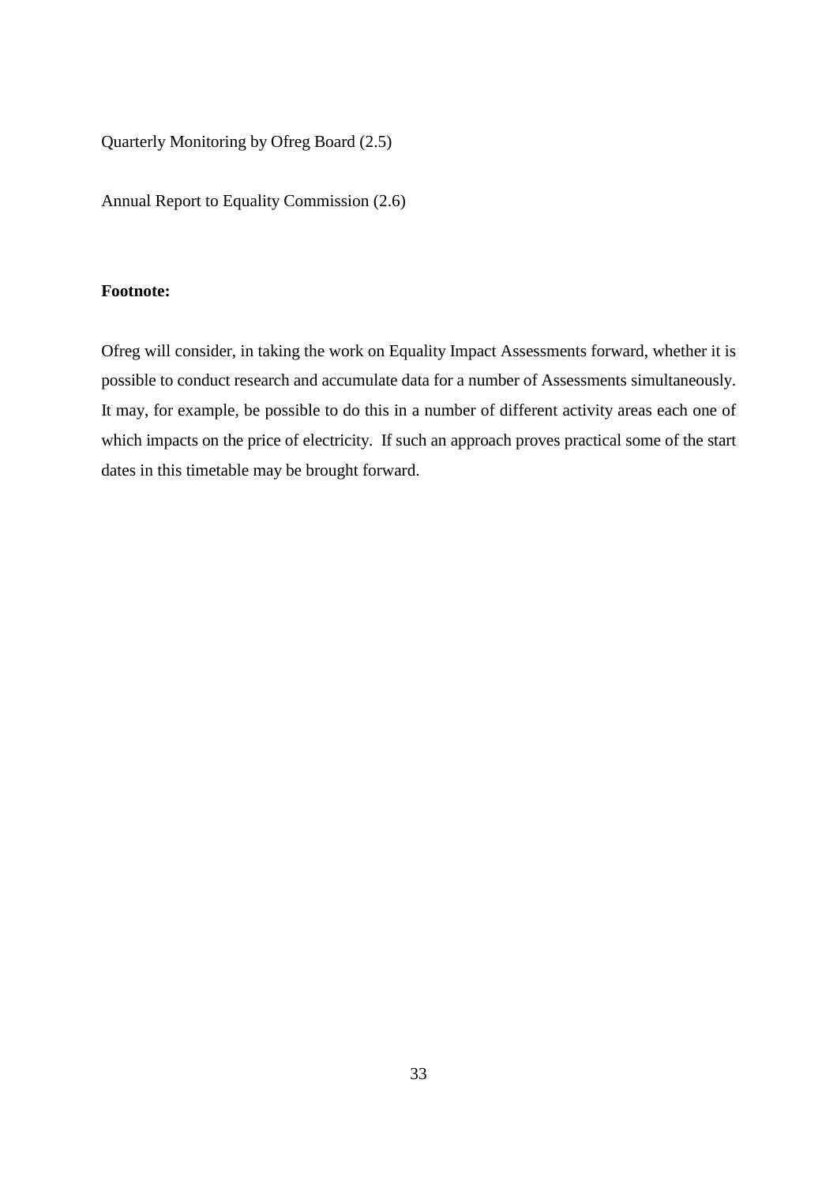Quarterly Monitoring by Ofreg Board (2.5)

Annual Report to Equality Commission (2.6)

**Footnote:**

Ofreg will consider, in taking the work on Equality Impact Assessments forward, whether it is possible to conduct research and accumulate data for a number of Assessments simultaneously. It may, for example, be possible to do this in a number of different activity areas each one of which impacts on the price of electricity. If such an approach proves practical some of the start dates in this timetable may be brought forward.